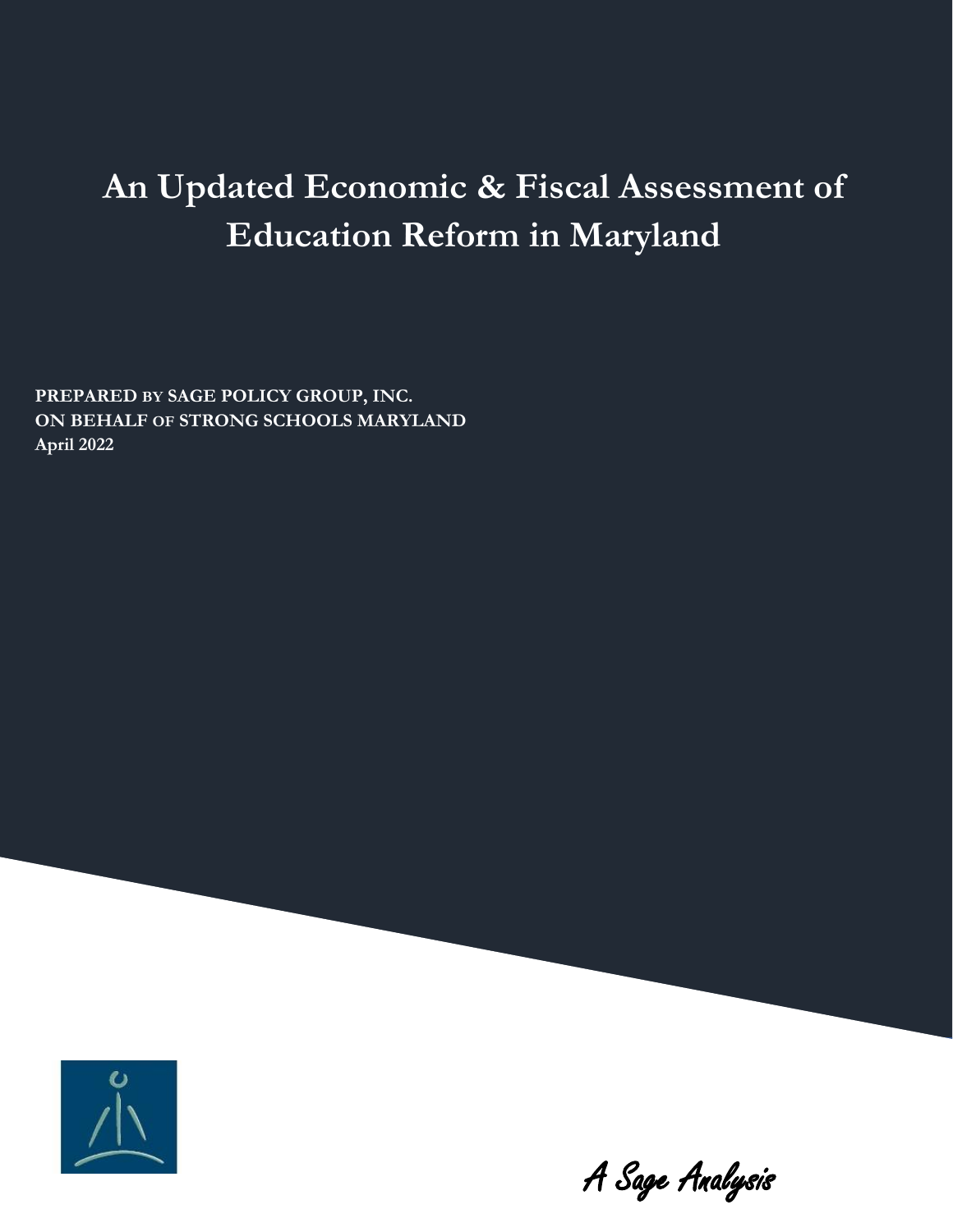# An Updated Economic & Fiscal Assessment of Education Reform in Maryland

**PREPARED BY SAGE POLICY GROUP, INC.**
**ON BEHALF OF STRONG SCHOOLS MARYLAND**
**April 2022**

*A Sage Analysis*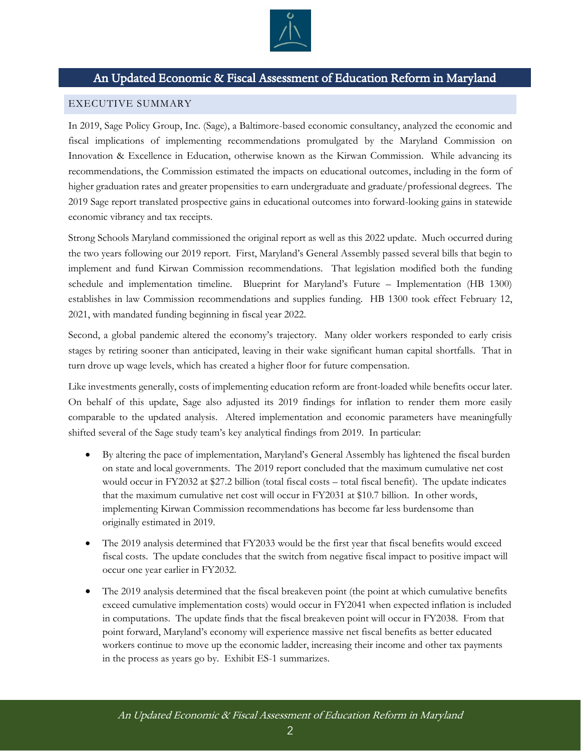# An Updated Economic & Fiscal Assessment of Education Reform in Maryland

## EXECUTIVE SUMMARY

In 2019, Sage Policy Group, Inc. (Sage), a Baltimore-based economic consultancy, analyzed the economic and fiscal implications of implementing recommendations promulgated by the Maryland Commission on Innovation & Excellence in Education, otherwise known as the Kirwan Commission. While advancing its recommendations, the Commission estimated the impacts on educational outcomes, including in the form of higher graduation rates and greater propensities to earn undergraduate and graduate/professional degrees. The 2019 Sage report translated prospective gains in educational outcomes into forward-looking gains in statewide economic vibrancy and tax receipts.

Strong Schools Maryland commissioned the original report as well as this 2022 update. Much occurred during the two years following our 2019 report. First, Maryland's General Assembly passed several bills that begin to implement and fund Kirwan Commission recommendations. That legislation modified both the funding schedule and implementation timeline. Blueprint for Maryland's Future – Implementation (HB 1300) establishes in law Commission recommendations and supplies funding. HB 1300 took effect February 12, 2021, with mandated funding beginning in fiscal year 2022.

Second, a global pandemic altered the economy's trajectory. Many older workers responded to early crisis stages by retiring sooner than anticipated, leaving in their wake significant human capital shortfalls. That in turn drove up wage levels, which has created a higher floor for future compensation.

Like investments generally, costs of implementing education reform are front-loaded while benefits occur later. On behalf of this update, Sage also adjusted its 2019 findings for inflation to render them more easily comparable to the updated analysis. Altered implementation and economic parameters have meaningfully shifted several of the Sage study team's key analytical findings from 2019. In particular:

- By altering the pace of implementation, Maryland's General Assembly has lightened the fiscal burden on state and local governments. The 2019 report concluded that the maximum cumulative net cost would occur in FY2032 at $27.2 billion (total fiscal costs – total fiscal benefit). The update indicates that the maximum cumulative net cost will occur in FY2031 at $10.7 billion. In other words, implementing Kirwan Commission recommendations has become far less burdensome than originally estimated in 2019.
- The 2019 analysis determined that FY2033 would be the first year that fiscal benefits would exceed fiscal costs. The update concludes that the switch from negative fiscal impact to positive impact will occur one year earlier in FY2032.
- The 2019 analysis determined that the fiscal breakeven point (the point at which cumulative benefits exceed cumulative implementation costs) would occur in FY2041 when expected inflation is included in computations. The update finds that the fiscal breakeven point will occur in FY2038. From that point forward, Maryland's economy will experience massive net fiscal benefits as better educated workers continue to move up the economic ladder, increasing their income and other tax payments in the process as years go by. Exhibit ES-1 summarizes.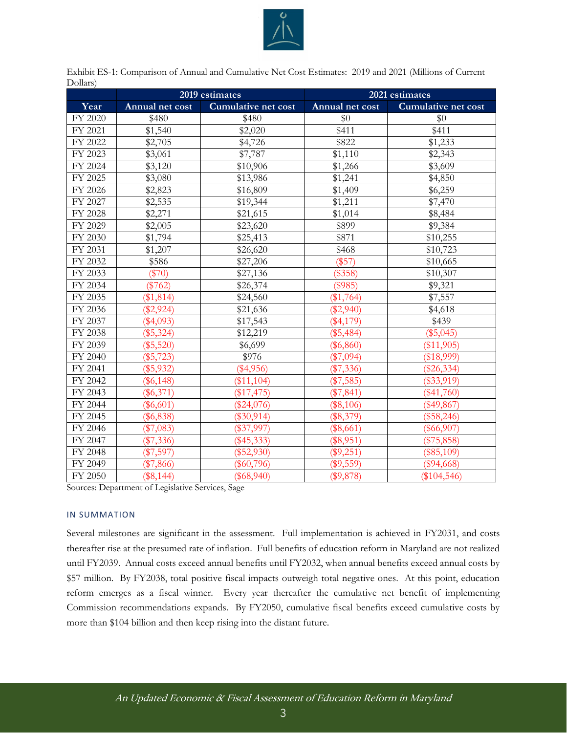Exhibit ES-1: Comparison of Annual and Cumulative Net Cost Estimates: 2019 and 2021 (Millions of Current Dollars)

| | 2019 estimates | | 2021 estimates | |
|---|---|---|---|---|
| Year | Annual net cost | Cumulative net cost | Annual net cost | Cumulative net cost |
| FY 2020 | $480 | $480 | $0 | $0 |
| FY 2021 | $1,540 | $2,020 | $411 | $411 |
| FY 2022 | $2,705 | $4,726 | $822 | $1,233 |
| FY 2023 | $3,061 | $7,787 | $1,110 | $2,343 |
| FY 2024 | $3,120 | $10,906 | $1,266 | $3,609 |
| FY 2025 | $3,080 | $13,986 | $1,241 | $4,850 |
| FY 2026 | $2,823 | $16,809 | $1,409 | $6,259 |
| FY 2027 | $2,535 | $19,344 | $1,211 | $7,470 |
| FY 2028 | $2,271 | $21,615 | $1,014 | $8,484 |
| FY 2029 | $2,005 | $23,620 | $899 | $9,384 |
| FY 2030 | $1,794 | $25,413 | $871 | $10,255 |
| FY 2031 | $1,207 | $26,620 | $468 | $10,723 |
| FY 2032 | $586 | $27,206 | ($57) | $10,665 |
| FY 2033 | ($70) | $27,136 | ($358) | $10,307 |
| FY 2034 | ($762) | $26,374 | ($985) | $9,321 |
| FY 2035 | ($1,814) | $24,560 | ($1,764) | $7,557 |
| FY 2036 | ($2,924) | $21,636 | ($2,940) | $4,618 |
| FY 2037 | ($4,093) | $17,543 | ($4,179) | $439 |
| FY 2038 | ($5,324) | $12,219 | ($5,484) | ($5,045) |
| FY 2039 | ($5,520) | $6,699 | ($6,860) | ($11,905) |
| FY 2040 | ($5,723) | $976 | ($7,094) | ($18,999) |
| FY 2041 | ($5,932) | ($4,956) | ($7,336) | ($26,334) |
| FY 2042 | ($6,148) | ($11,104) | ($7,585) | ($33,919) |
| FY 2043 | ($6,371) | ($17,475) | ($7,841) | ($41,760) |
| FY 2044 | ($6,601) | ($24,076) | ($8,106) | ($49,867) |
| FY 2045 | ($6,838) | ($30,914) | ($8,379) | ($58,246) |
| FY 2046 | ($7,083) | ($37,997) | ($8,661) | ($66,907) |
| FY 2047 | ($7,336) | ($45,333) | ($8,951) | ($75,858) |
| FY 2048 | ($7,597) | ($52,930) | ($9,251) | ($85,109) |
| FY 2049 | ($7,866) | ($60,796) | ($9,559) | ($94,668) |
| FY 2050 | ($8,144) | ($68,940) | ($9,878) | ($104,546) |

Sources: Department of Legislative Services, Sage

## IN SUMMATION

Several milestones are significant in the assessment. Full implementation is achieved in FY2031, and costs thereafter rise at the presumed rate of inflation. Full benefits of education reform in Maryland are not realized until FY2039. Annual costs exceed annual benefits until FY2032, when annual benefits exceed annual costs by $57 million. By FY2038, total positive fiscal impacts outweigh total negative ones. At this point, education reform emerges as a fiscal winner. Every year thereafter the cumulative net benefit of implementing Commission recommendations expands. By FY2050, cumulative fiscal benefits exceed cumulative costs by more than $104 billion and then keep rising into the distant future.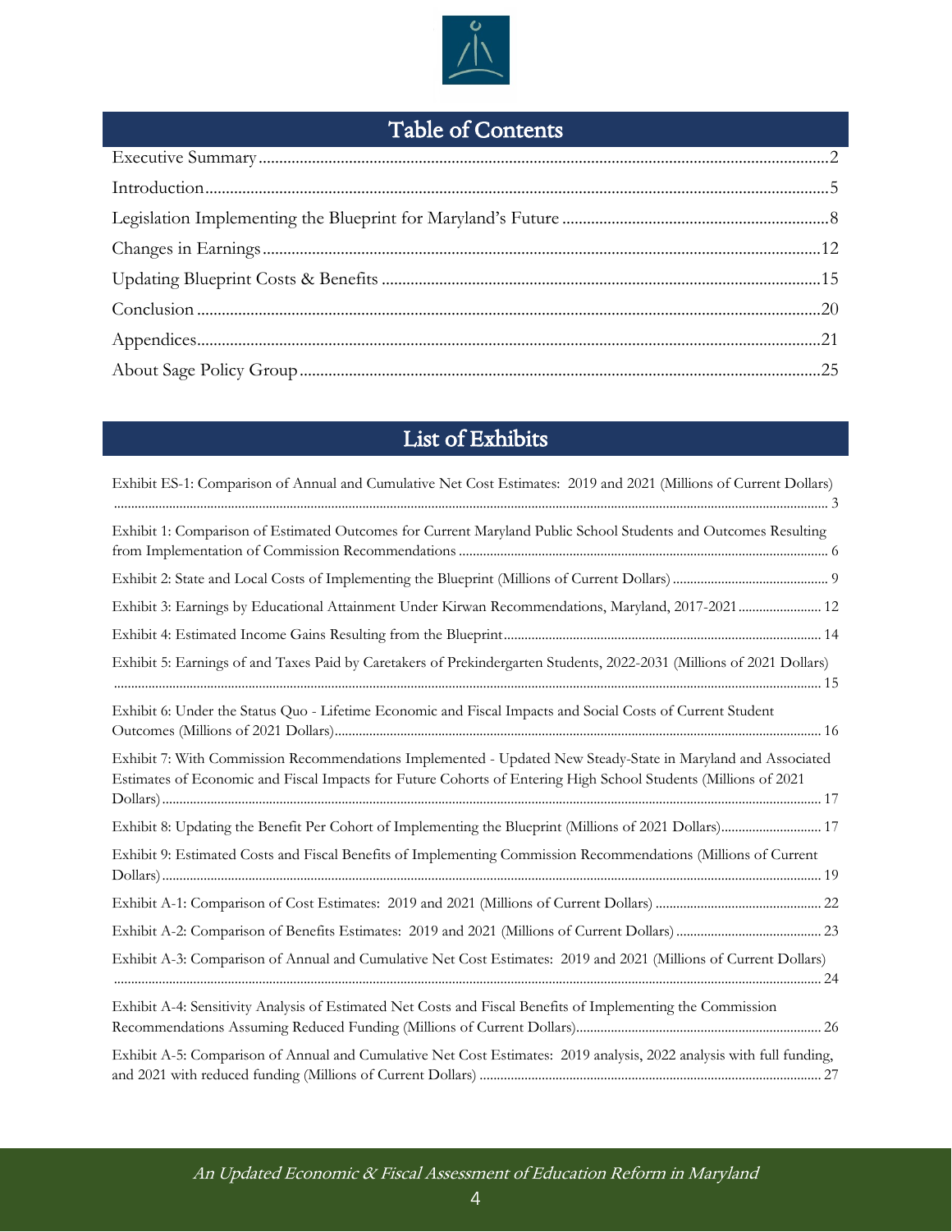## Table of Contents

Executive Summary ........................................................ 2

Introduction ........................................................ 5

Legislation Implementing the Blueprint for Maryland's Future ........................................................ 8

Changes in Earnings ........................................................ 12

Updating Blueprint Costs & Benefits ........................................................ 15

Conclusion ........................................................ 20

Appendices ........................................................ 21

About Sage Policy Group ........................................................ 25

## List of Exhibits

Exhibit ES-1: Comparison of Annual and Cumulative Net Cost Estimates: 2019 and 2021 (Millions of Current Dollars) ........................................................ 3

Exhibit 1: Comparison of Estimated Outcomes for Current Maryland Public School Students and Outcomes Resulting from Implementation of Commission Recommendations ........................................................ 6

Exhibit 2: State and Local Costs of Implementing the Blueprint (Millions of Current Dollars) ........................................................ 9

Exhibit 3: Earnings by Educational Attainment Under Kirwan Recommendations, Maryland, 2017-2021 ........................................................ 12

Exhibit 4: Estimated Income Gains Resulting from the Blueprint ........................................................ 14

Exhibit 5: Earnings of and Taxes Paid by Caretakers of Prekindergarten Students, 2022-2031 (Millions of 2021 Dollars) ........................................................ 15

Exhibit 6: Under the Status Quo - Lifetime Economic and Fiscal Impacts and Social Costs of Current Student Outcomes (Millions of 2021 Dollars) ........................................................ 16

Exhibit 7: With Commission Recommendations Implemented - Updated New Steady-State in Maryland and Associated Estimates of Economic and Fiscal Impacts for Future Cohorts of Entering High School Students (Millions of 2021 Dollars) ........................................................ 17

Exhibit 8: Updating the Benefit Per Cohort of Implementing the Blueprint (Millions of 2021 Dollars) ........................................................ 17

Exhibit 9: Estimated Costs and Fiscal Benefits of Implementing Commission Recommendations (Millions of Current Dollars) ........................................................ 19

Exhibit A-1: Comparison of Cost Estimates: 2019 and 2021 (Millions of Current Dollars) ........................................................ 22

Exhibit A-2: Comparison of Benefits Estimates: 2019 and 2021 (Millions of Current Dollars) ........................................................ 23

Exhibit A-3: Comparison of Annual and Cumulative Net Cost Estimates: 2019 and 2021 (Millions of Current Dollars) ........................................................ 24

Exhibit A-4: Sensitivity Analysis of Estimated Net Costs and Fiscal Benefits of Implementing the Commission Recommendations Assuming Reduced Funding (Millions of Current Dollars) ........................................................ 26

Exhibit A-5: Comparison of Annual and Cumulative Net Cost Estimates: 2019 analysis, 2022 analysis with full funding, and 2021 with reduced funding (Millions of Current Dollars) ........................................................ 27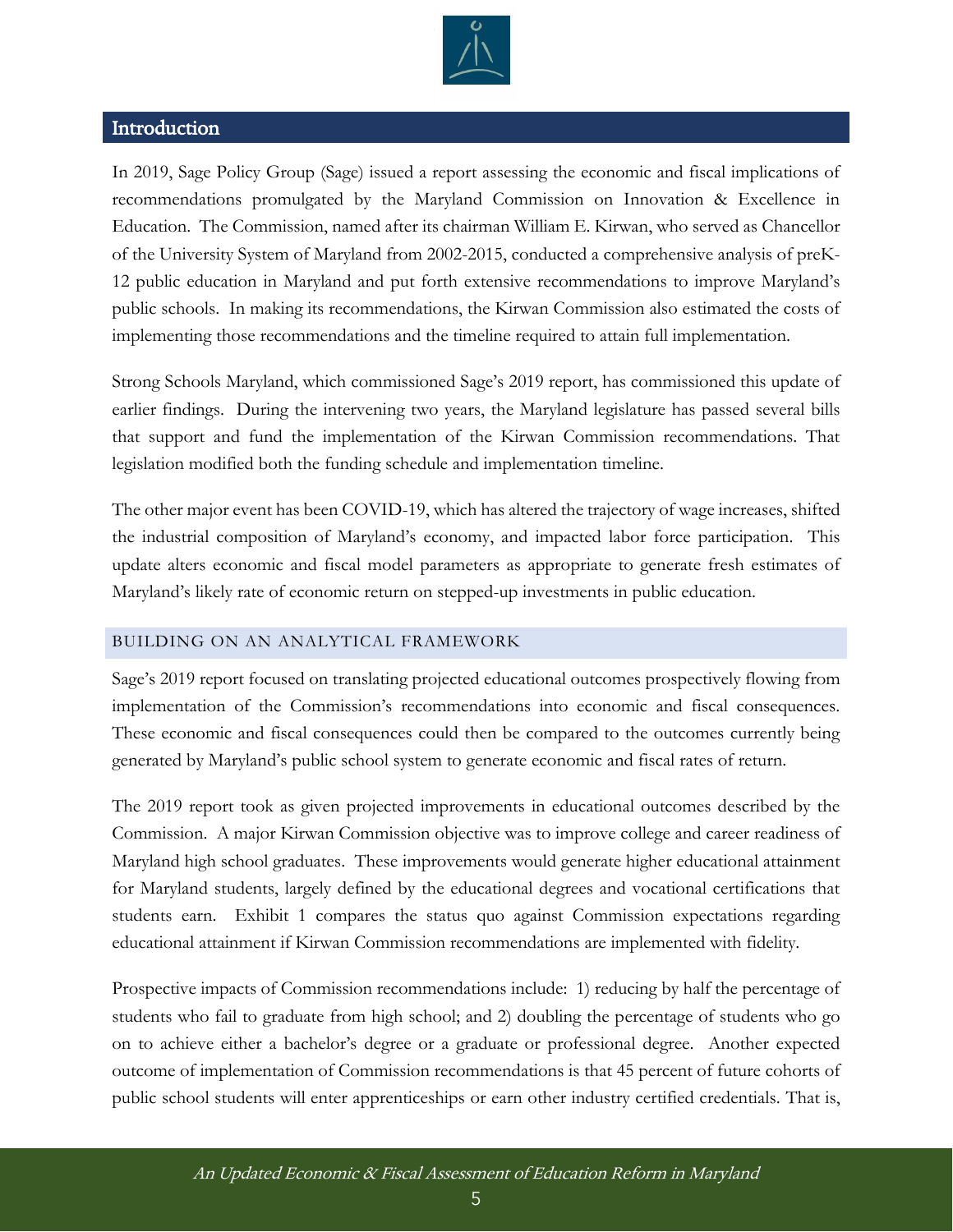## Introduction

In 2019, Sage Policy Group (Sage) issued a report assessing the economic and fiscal implications of recommendations promulgated by the Maryland Commission on Innovation & Excellence in Education. The Commission, named after its chairman William E. Kirwan, who served as Chancellor of the University System of Maryland from 2002-2015, conducted a comprehensive analysis of preK-12 public education in Maryland and put forth extensive recommendations to improve Maryland's public schools. In making its recommendations, the Kirwan Commission also estimated the costs of implementing those recommendations and the timeline required to attain full implementation.

Strong Schools Maryland, which commissioned Sage's 2019 report, has commissioned this update of earlier findings. During the intervening two years, the Maryland legislature has passed several bills that support and fund the implementation of the Kirwan Commission recommendations. That legislation modified both the funding schedule and implementation timeline.

The other major event has been COVID-19, which has altered the trajectory of wage increases, shifted the industrial composition of Maryland's economy, and impacted labor force participation. This update alters economic and fiscal model parameters as appropriate to generate fresh estimates of Maryland's likely rate of economic return on stepped-up investments in public education.

### BUILDING ON AN ANALYTICAL FRAMEWORK

Sage's 2019 report focused on translating projected educational outcomes prospectively flowing from implementation of the Commission's recommendations into economic and fiscal consequences. These economic and fiscal consequences could then be compared to the outcomes currently being generated by Maryland's public school system to generate economic and fiscal rates of return.

The 2019 report took as given projected improvements in educational outcomes described by the Commission. A major Kirwan Commission objective was to improve college and career readiness of Maryland high school graduates. These improvements would generate higher educational attainment for Maryland students, largely defined by the educational degrees and vocational certifications that students earn. Exhibit 1 compares the status quo against Commission expectations regarding educational attainment if Kirwan Commission recommendations are implemented with fidelity.

Prospective impacts of Commission recommendations include: 1) reducing by half the percentage of students who fail to graduate from high school; and 2) doubling the percentage of students who go on to achieve either a bachelor's degree or a graduate or professional degree. Another expected outcome of implementation of Commission recommendations is that 45 percent of future cohorts of public school students will enter apprenticeships or earn other industry certified credentials. That is,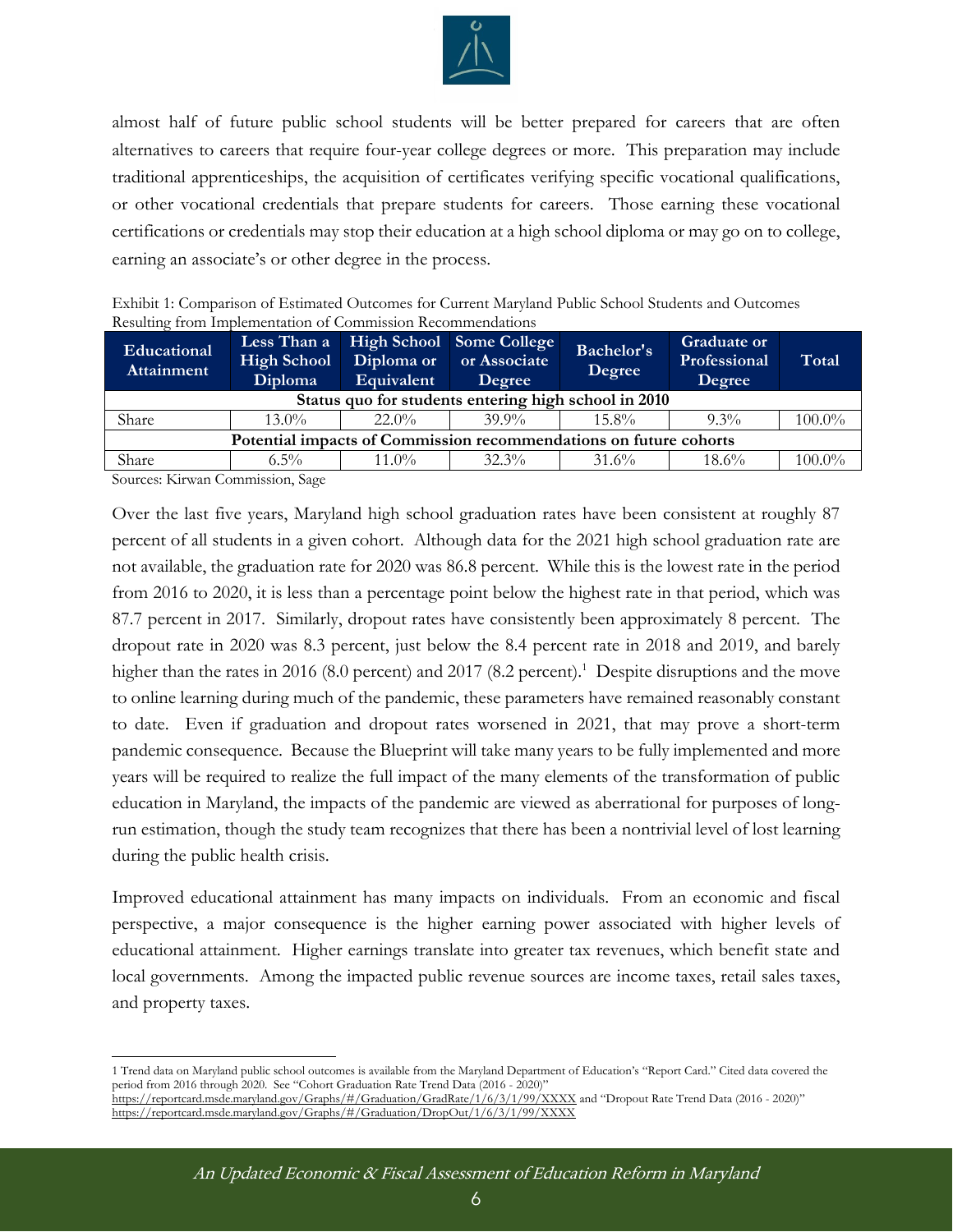almost half of future public school students will be better prepared for careers that are often alternatives to careers that require four-year college degrees or more. This preparation may include traditional apprenticeships, the acquisition of certificates verifying specific vocational qualifications, or other vocational credentials that prepare students for careers. Those earning these vocational certifications or credentials may stop their education at a high school diploma or may go on to college, earning an associate's or other degree in the process.

Exhibit 1: Comparison of Estimated Outcomes for Current Maryland Public School Students and Outcomes Resulting from Implementation of Commission Recommendations

| Educational Attainment | Less Than a High School Diploma | High School Diploma or Equivalent | Some College or Associate Degree | Bachelor's Degree | Graduate or Professional Degree | Total |
|---|---|---|---|---|---|---|
| **Status quo for students entering high school in 2010** | | | | | | |
| Share | 13.0% | 22.0% | 39.9% | 15.8% | 9.3% | 100.0% |
| **Potential impacts of Commission recommendations on future cohorts** | | | | | | |
| Share | 6.5% | 11.0% | 32.3% | 31.6% | 18.6% | 100.0% |

Sources: Kirwan Commission, Sage

Over the last five years, Maryland high school graduation rates have been consistent at roughly 87 percent of all students in a given cohort. Although data for the 2021 high school graduation rate are not available, the graduation rate for 2020 was 86.8 percent. While this is the lowest rate in the period from 2016 to 2020, it is less than a percentage point below the highest rate in that period, which was 87.7 percent in 2017. Similarly, dropout rates have consistently been approximately 8 percent. The dropout rate in 2020 was 8.3 percent, just below the 8.4 percent rate in 2018 and 2019, and barely higher than the rates in 2016 (8.0 percent) and 2017 (8.2 percent).[1] Despite disruptions and the move to online learning during much of the pandemic, these parameters have remained reasonably constant to date. Even if graduation and dropout rates worsened in 2021, that may prove a short-term pandemic consequence. Because the Blueprint will take many years to be fully implemented and more years will be required to realize the full impact of the many elements of the transformation of public education in Maryland, the impacts of the pandemic are viewed as aberrational for purposes of long-run estimation, though the study team recognizes that there has been a nontrivial level of lost learning during the public health crisis.

Improved educational attainment has many impacts on individuals. From an economic and fiscal perspective, a major consequence is the higher earning power associated with higher levels of educational attainment. Higher earnings translate into greater tax revenues, which benefit state and local governments. Among the impacted public revenue sources are income taxes, retail sales taxes, and property taxes.

---

1 Trend data on Maryland public school outcomes is available from the Maryland Department of Education's "Report Card." Cited data covered the period from 2016 through 2020. See "Cohort Graduation Rate Trend Data (2016 - 2020)" https://reportcard.msde.maryland.gov/Graphs/#/Graduation/GradRate/1/6/3/1/99/XXXX and "Dropout Rate Trend Data (2016 - 2020)" https://reportcard.msde.maryland.gov/Graphs/#/Graduation/DropOut/1/6/3/1/99/XXXX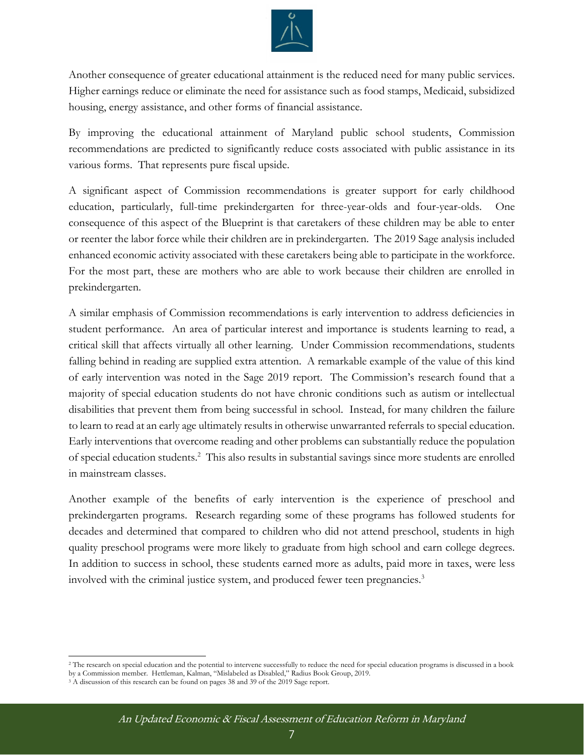Another consequence of greater educational attainment is the reduced need for many public services. Higher earnings reduce or eliminate the need for assistance such as food stamps, Medicaid, subsidized housing, energy assistance, and other forms of financial assistance.

By improving the educational attainment of Maryland public school students, Commission recommendations are predicted to significantly reduce costs associated with public assistance in its various forms. That represents pure fiscal upside.

A significant aspect of Commission recommendations is greater support for early childhood education, particularly, full-time prekindergarten for three-year-olds and four-year-olds. One consequence of this aspect of the Blueprint is that caretakers of these children may be able to enter or reenter the labor force while their children are in prekindergarten. The 2019 Sage analysis included enhanced economic activity associated with these caretakers being able to participate in the workforce. For the most part, these are mothers who are able to work because their children are enrolled in prekindergarten.

A similar emphasis of Commission recommendations is early intervention to address deficiencies in student performance. An area of particular interest and importance is students learning to read, a critical skill that affects virtually all other learning. Under Commission recommendations, students falling behind in reading are supplied extra attention. A remarkable example of the value of this kind of early intervention was noted in the Sage 2019 report. The Commission's research found that a majority of special education students do not have chronic conditions such as autism or intellectual disabilities that prevent them from being successful in school. Instead, for many children the failure to learn to read at an early age ultimately results in otherwise unwarranted referrals to special education. Early interventions that overcome reading and other problems can substantially reduce the population of special education students.[2] This also results in substantial savings since more students are enrolled in mainstream classes.

Another example of the benefits of early intervention is the experience of preschool and prekindergarten programs. Research regarding some of these programs has followed students for decades and determined that compared to children who did not attend preschool, students in high quality preschool programs were more likely to graduate from high school and earn college degrees. In addition to success in school, these students earned more as adults, paid more in taxes, were less involved with the criminal justice system, and produced fewer teen pregnancies.[3]

---

[2] The research on special education and the potential to intervene successfully to reduce the need for special education programs is discussed in a book by a Commission member. Hettleman, Kalman, "Mislabeled as Disabled," Radius Book Group, 2019.

[3] A discussion of this research can be found on pages 38 and 39 of the 2019 Sage report.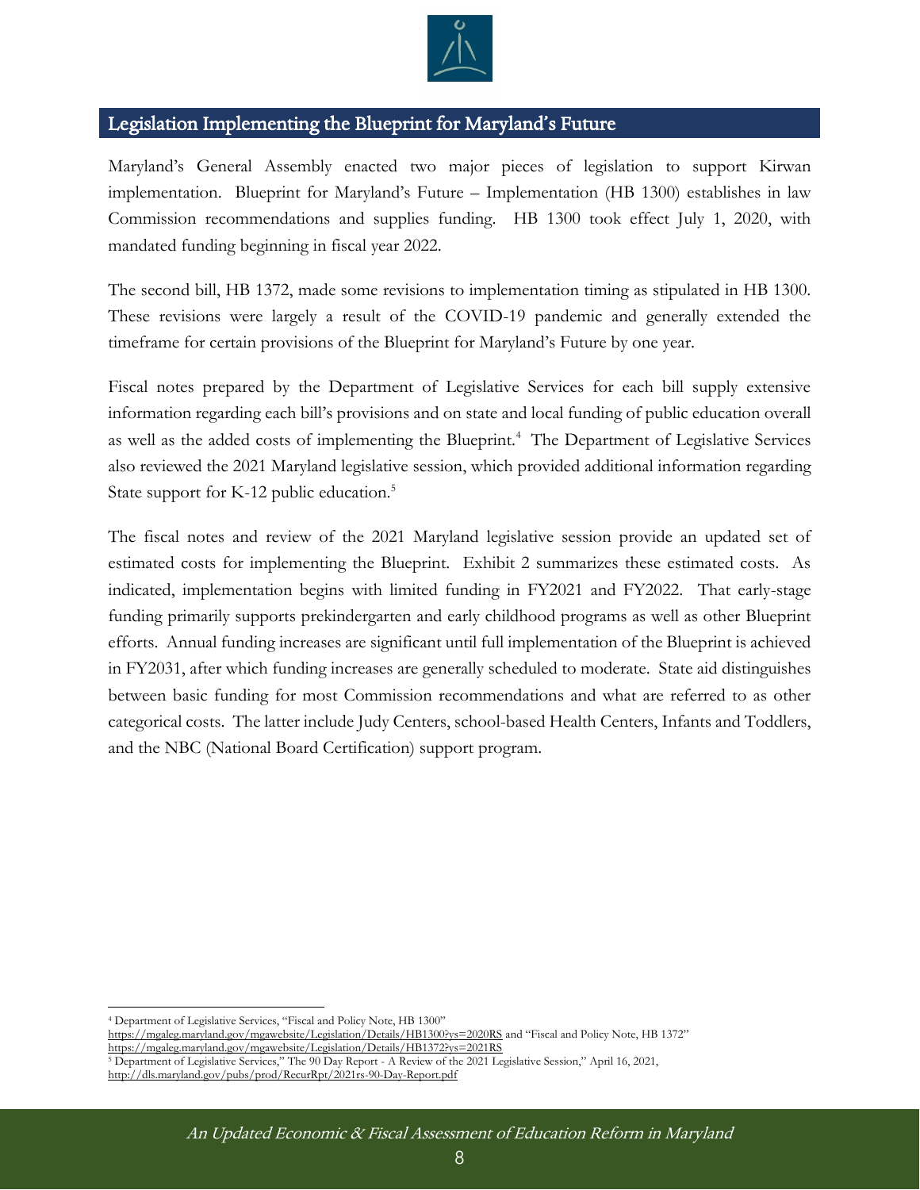## Legislation Implementing the Blueprint for Maryland's Future

Maryland's General Assembly enacted two major pieces of legislation to support Kirwan implementation. Blueprint for Maryland's Future – Implementation (HB 1300) establishes in law Commission recommendations and supplies funding. HB 1300 took effect July 1, 2020, with mandated funding beginning in fiscal year 2022.

The second bill, HB 1372, made some revisions to implementation timing as stipulated in HB 1300. These revisions were largely a result of the COVID-19 pandemic and generally extended the timeframe for certain provisions of the Blueprint for Maryland's Future by one year.

Fiscal notes prepared by the Department of Legislative Services for each bill supply extensive information regarding each bill's provisions and on state and local funding of public education overall as well as the added costs of implementing the Blueprint.[4] The Department of Legislative Services also reviewed the 2021 Maryland legislative session, which provided additional information regarding State support for K-12 public education.[5]

The fiscal notes and review of the 2021 Maryland legislative session provide an updated set of estimated costs for implementing the Blueprint. Exhibit 2 summarizes these estimated costs. As indicated, implementation begins with limited funding in FY2021 and FY2022. That early-stage funding primarily supports prekindergarten and early childhood programs as well as other Blueprint efforts. Annual funding increases are significant until full implementation of the Blueprint is achieved in FY2031, after which funding increases are generally scheduled to moderate. State aid distinguishes between basic funding for most Commission recommendations and what are referred to as other categorical costs. The latter include Judy Centers, school-based Health Centers, Infants and Toddlers, and the NBC (National Board Certification) support program.

---

[4] Department of Legislative Services, "Fiscal and Policy Note, HB 1300" https://mgaleg.maryland.gov/mgawebsite/Legislation/Details/HB1300?ys=2020RS and "Fiscal and Policy Note, HB 1372" https://mgaleg.maryland.gov/mgawebsite/Legislation/Details/HB1372?ys=2021RS

[5] Department of Legislative Services," The 90 Day Report - A Review of the 2021 Legislative Session," April 16, 2021, http://dls.maryland.gov/pubs/prod/RecurRpt/2021rs-90-Day-Report.pdf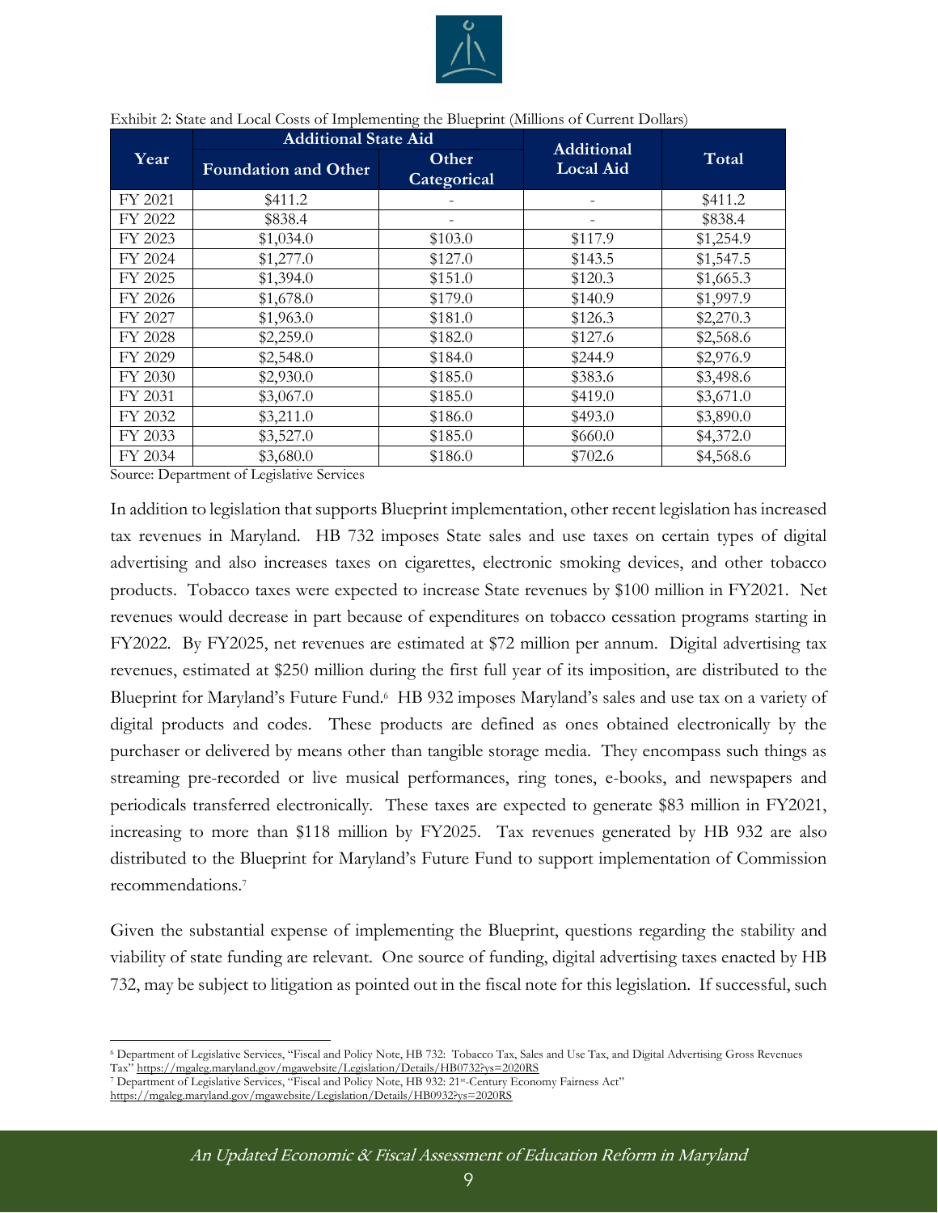Exhibit 2: State and Local Costs of Implementing the Blueprint (Millions of Current Dollars)

| Year | Additional State Aid | | Additional Local Aid | Total |
|---|---|---|---|---|
| | Foundation and Other | Other Categorical | | |
| FY 2021 | $411.2 | - | - | $411.2 |
| FY 2022 | $838.4 | - | - | $838.4 |
| FY 2023 | $1,034.0 | $103.0 | $117.9 | $1,254.9 |
| FY 2024 | $1,277.0 | $127.0 | $143.5 | $1,547.5 |
| FY 2025 | $1,394.0 | $151.0 | $120.3 | $1,665.3 |
| FY 2026 | $1,678.0 | $179.0 | $140.9 | $1,997.9 |
| FY 2027 | $1,963.0 | $181.0 | $126.3 | $2,270.3 |
| FY 2028 | $2,259.0 | $182.0 | $127.6 | $2,568.6 |
| FY 2029 | $2,548.0 | $184.0 | $244.9 | $2,976.9 |
| FY 2030 | $2,930.0 | $185.0 | $383.6 | $3,498.6 |
| FY 2031 | $3,067.0 | $185.0 | $419.0 | $3,671.0 |
| FY 2032 | $3,211.0 | $186.0 | $493.0 | $3,890.0 |
| FY 2033 | $3,527.0 | $185.0 | $660.0 | $4,372.0 |
| FY 2034 | $3,680.0 | $186.0 | $702.6 | $4,568.6 |

Source: Department of Legislative Services

In addition to legislation that supports Blueprint implementation, other recent legislation has increased tax revenues in Maryland. HB 732 imposes State sales and use taxes on certain types of digital advertising and also increases taxes on cigarettes, electronic smoking devices, and other tobacco products. Tobacco taxes were expected to increase State revenues by $100 million in FY2021. Net revenues would decrease in part because of expenditures on tobacco cessation programs starting in FY2022. By FY2025, net revenues are estimated at $72 million per annum. Digital advertising tax revenues, estimated at $250 million during the first full year of its imposition, are distributed to the Blueprint for Maryland's Future Fund.[6] HB 932 imposes Maryland's sales and use tax on a variety of digital products and codes. These products are defined as ones obtained electronically by the purchaser or delivered by means other than tangible storage media. They encompass such things as streaming pre-recorded or live musical performances, ring tones, e-books, and newspapers and periodicals transferred electronically. These taxes are expected to generate $83 million in FY2021, increasing to more than $118 million by FY2025. Tax revenues generated by HB 932 are also distributed to the Blueprint for Maryland's Future Fund to support implementation of Commission recommendations.[7]

Given the substantial expense of implementing the Blueprint, questions regarding the stability and viability of state funding are relevant. One source of funding, digital advertising taxes enacted by HB 732, may be subject to litigation as pointed out in the fiscal note for this legislation. If successful, such

[6] Department of Legislative Services, "Fiscal and Policy Note, HB 732: Tobacco Tax, Sales and Use Tax, and Digital Advertising Gross Revenues Tax" https://mgaleg.maryland.gov/mgawebsite/Legislation/Details/HB0732?ys=2020RS

[7] Department of Legislative Services, "Fiscal and Policy Note, HB 932: 21st-Century Economy Fairness Act" https://mgaleg.maryland.gov/mgawebsite/Legislation/Details/HB0932?ys=2020RS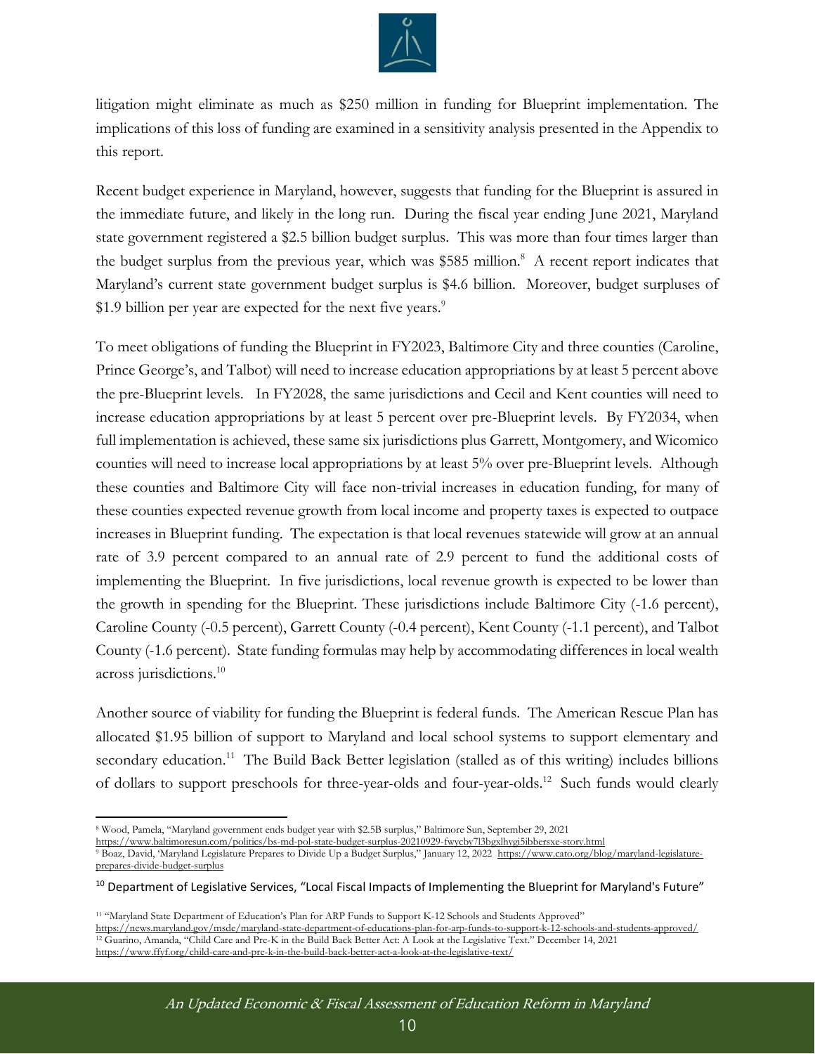litigation might eliminate as much as $250 million in funding for Blueprint implementation. The implications of this loss of funding are examined in a sensitivity analysis presented in the Appendix to this report.

Recent budget experience in Maryland, however, suggests that funding for the Blueprint is assured in the immediate future, and likely in the long run. During the fiscal year ending June 2021, Maryland state government registered a $2.5 billion budget surplus. This was more than four times larger than the budget surplus from the previous year, which was $585 million.[8] A recent report indicates that Maryland's current state government budget surplus is $4.6 billion. Moreover, budget surpluses of $1.9 billion per year are expected for the next five years.[9]

To meet obligations of funding the Blueprint in FY2023, Baltimore City and three counties (Caroline, Prince George's, and Talbot) will need to increase education appropriations by at least 5 percent above the pre-Blueprint levels. In FY2028, the same jurisdictions and Cecil and Kent counties will need to increase education appropriations by at least 5 percent over pre-Blueprint levels. By FY2034, when full implementation is achieved, these same six jurisdictions plus Garrett, Montgomery, and Wicomico counties will need to increase local appropriations by at least 5% over pre-Blueprint levels. Although these counties and Baltimore City will face non-trivial increases in education funding, for many of these counties expected revenue growth from local income and property taxes is expected to outpace increases in Blueprint funding. The expectation is that local revenues statewide will grow at an annual rate of 3.9 percent compared to an annual rate of 2.9 percent to fund the additional costs of implementing the Blueprint. In five jurisdictions, local revenue growth is expected to be lower than the growth in spending for the Blueprint. These jurisdictions include Baltimore City (-1.6 percent), Caroline County (-0.5 percent), Garrett County (-0.4 percent), Kent County (-1.1 percent), and Talbot County (-1.6 percent). State funding formulas may help by accommodating differences in local wealth across jurisdictions.[10]

Another source of viability for funding the Blueprint is federal funds. The American Rescue Plan has allocated $1.95 billion of support to Maryland and local school systems to support elementary and secondary education.[11] The Build Back Better legislation (stalled as of this writing) includes billions of dollars to support preschools for three-year-olds and four-year-olds.[12] Such funds would clearly

---

[8] Wood, Pamela, "Maryland government ends budget year with $2.5B surplus," Baltimore Sun, September 29, 2021 https://www.baltimoresun.com/politics/bs-md-pol-state-budget-surplus-20210929-fwycby7l3bgxlhygi5ibbersxe-story.html

[9] Boaz, David, 'Maryland Legislature Prepares to Divide Up a Budget Surplus," January 12, 2022 https://www.cato.org/blog/maryland-legislature-prepares-divide-budget-surplus

[10] Department of Legislative Services, "Local Fiscal Impacts of Implementing the Blueprint for Maryland's Future"

[11] "Maryland State Department of Education's Plan for ARP Funds to Support K-12 Schools and Students Approved" https://news.maryland.gov/msde/maryland-state-department-of-educations-plan-for-arp-funds-to-support-k-12-schools-and-students-approved/

[12] Guarino, Amanda, "Child Care and Pre-K in the Build Back Better Act: A Look at the Legislative Text." December 14, 2021 https://www.ffyf.org/child-care-and-pre-k-in-the-build-back-better-act-a-look-at-the-legislative-text/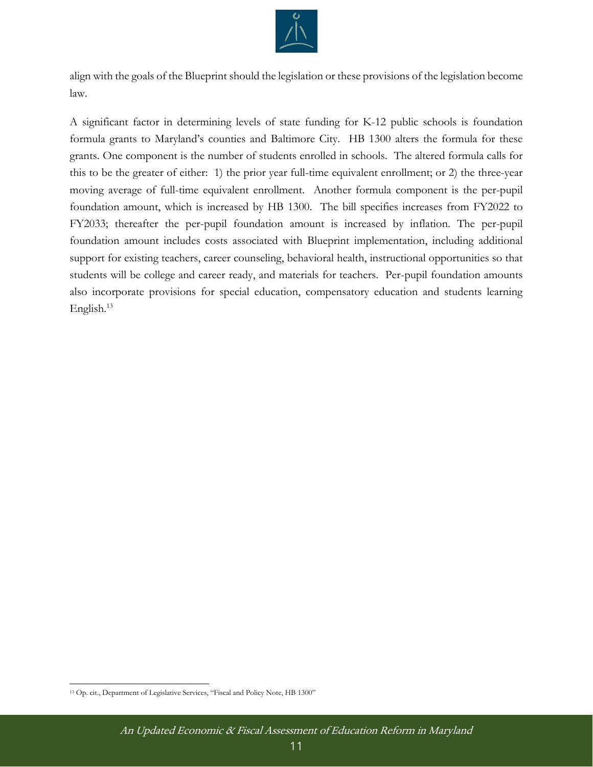align with the goals of the Blueprint should the legislation or these provisions of the legislation become law.

A significant factor in determining levels of state funding for K-12 public schools is foundation formula grants to Maryland's counties and Baltimore City. HB 1300 alters the formula for these grants. One component is the number of students enrolled in schools. The altered formula calls for this to be the greater of either: 1) the prior year full-time equivalent enrollment; or 2) the three-year moving average of full-time equivalent enrollment. Another formula component is the per-pupil foundation amount, which is increased by HB 1300. The bill specifies increases from FY2022 to FY2033; thereafter the per-pupil foundation amount is increased by inflation. The per-pupil foundation amount includes costs associated with Blueprint implementation, including additional support for existing teachers, career counseling, behavioral health, instructional opportunities so that students will be college and career ready, and materials for teachers. Per-pupil foundation amounts also incorporate provisions for special education, compensatory education and students learning English.[13]

---

[13] Op. cit., Department of Legislative Services, "Fiscal and Policy Note, HB 1300"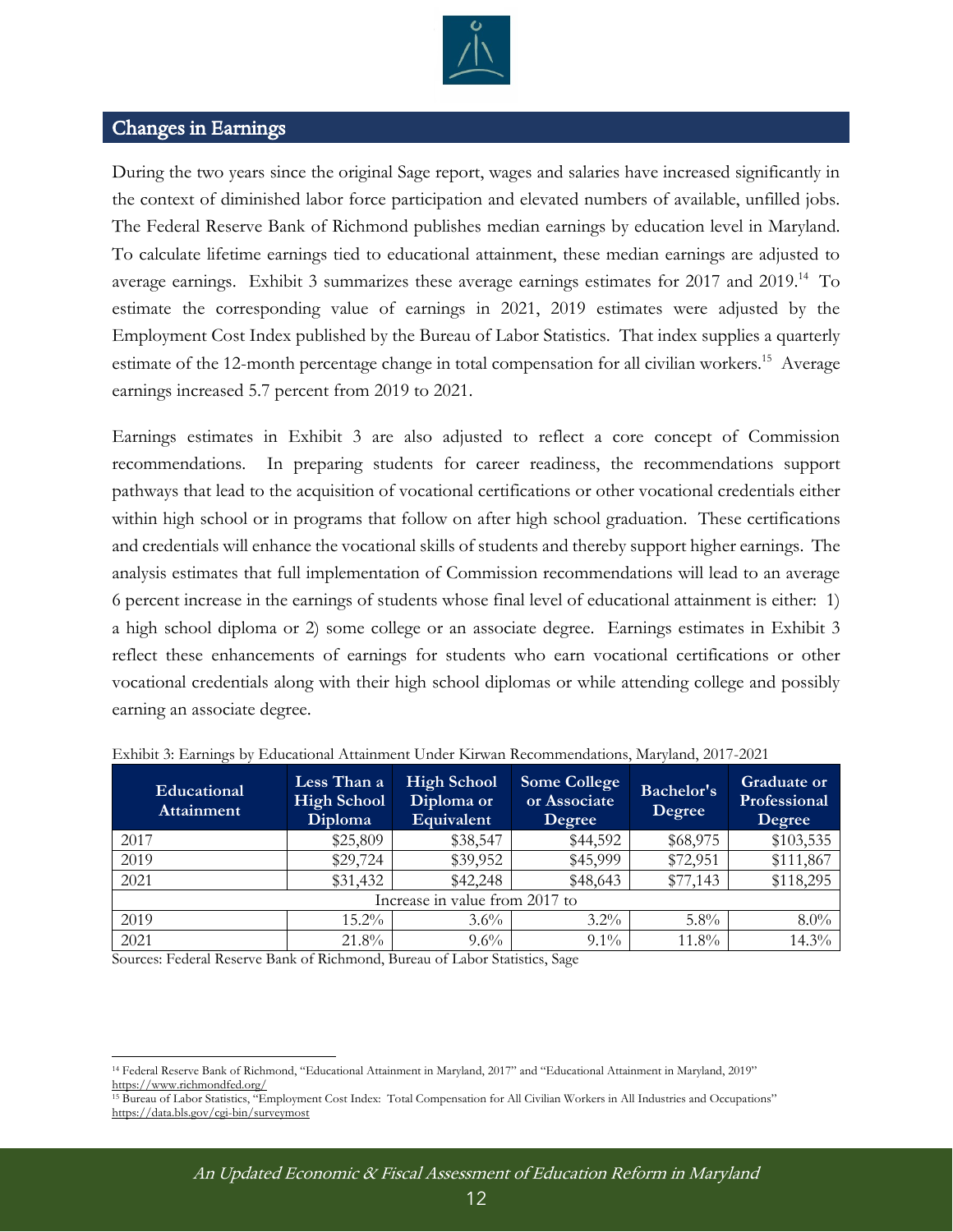## Changes in Earnings

During the two years since the original Sage report, wages and salaries have increased significantly in the context of diminished labor force participation and elevated numbers of available, unfilled jobs. The Federal Reserve Bank of Richmond publishes median earnings by education level in Maryland. To calculate lifetime earnings tied to educational attainment, these median earnings are adjusted to average earnings. Exhibit 3 summarizes these average earnings estimates for 2017 and 2019.[14] To estimate the corresponding value of earnings in 2021, 2019 estimates were adjusted by the Employment Cost Index published by the Bureau of Labor Statistics. That index supplies a quarterly estimate of the 12-month percentage change in total compensation for all civilian workers.[15] Average earnings increased 5.7 percent from 2019 to 2021.

Earnings estimates in Exhibit 3 are also adjusted to reflect a core concept of Commission recommendations. In preparing students for career readiness, the recommendations support pathways that lead to the acquisition of vocational certifications or other vocational credentials either within high school or in programs that follow on after high school graduation. These certifications and credentials will enhance the vocational skills of students and thereby support higher earnings. The analysis estimates that full implementation of Commission recommendations will lead to an average 6 percent increase in the earnings of students whose final level of educational attainment is either: 1) a high school diploma or 2) some college or an associate degree. Earnings estimates in Exhibit 3 reflect these enhancements of earnings for students who earn vocational certifications or other vocational credentials along with their high school diplomas or while attending college and possibly earning an associate degree.

Exhibit 3: Earnings by Educational Attainment Under Kirwan Recommendations, Maryland, 2017-2021

| Educational Attainment | Less Than a High School Diploma | High School Diploma or Equivalent | Some College or Associate Degree | Bachelor's Degree | Graduate or Professional Degree |
|---|---|---|---|---|---|
| 2017 | $25,809 | $38,547 | $44,592 | $68,975 | $103,535 |
| 2019 | $29,724 | $39,952 | $45,999 | $72,951 | $111,867 |
| 2021 | $31,432 | $42,248 | $48,643 | $77,143 | $118,295 |
| Increase in value from 2017 to | | | | | |
| 2019 | 15.2% | 3.6% | 3.2% | 5.8% | 8.0% |
| 2021 | 21.8% | 9.6% | 9.1% | 11.8% | 14.3% |

Sources: Federal Reserve Bank of Richmond, Bureau of Labor Statistics, Sage

---

[14] Federal Reserve Bank of Richmond, "Educational Attainment in Maryland, 2017" and "Educational Attainment in Maryland, 2019" https://www.richmondfed.org/

[15] Bureau of Labor Statistics, "Employment Cost Index: Total Compensation for All Civilian Workers in All Industries and Occupations" https://data.bls.gov/cgi-bin/surveymost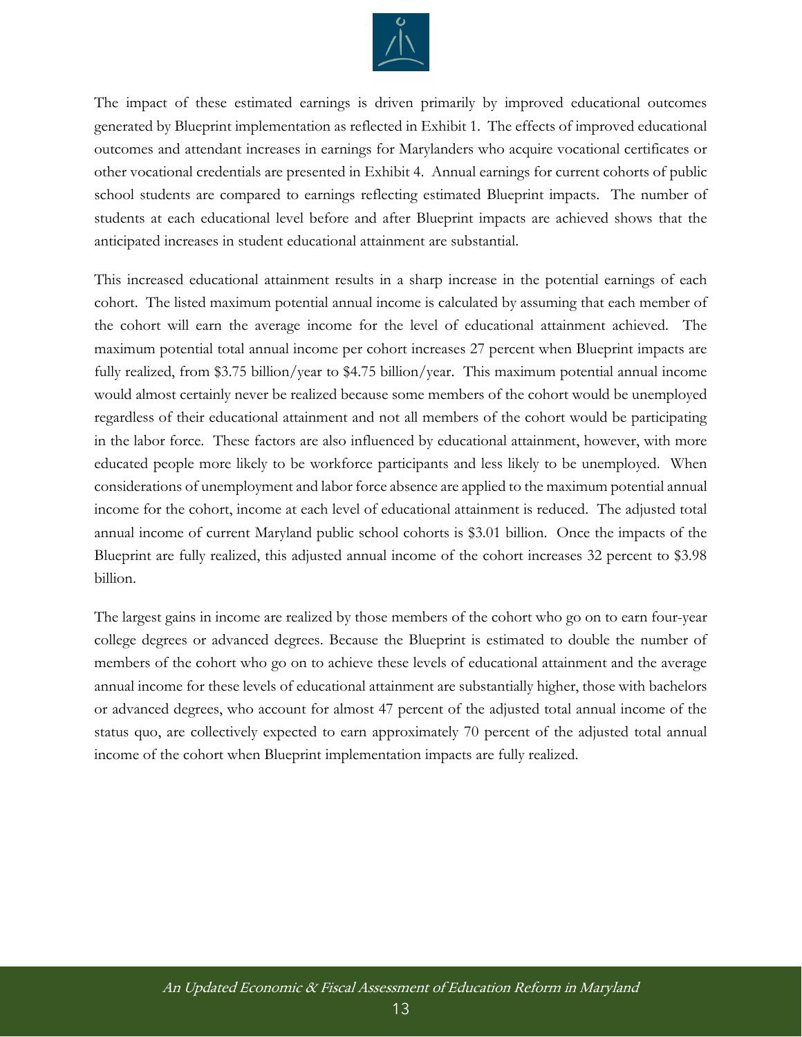The impact of these estimated earnings is driven primarily by improved educational outcomes generated by Blueprint implementation as reflected in Exhibit 1. The effects of improved educational outcomes and attendant increases in earnings for Marylanders who acquire vocational certificates or other vocational credentials are presented in Exhibit 4. Annual earnings for current cohorts of public school students are compared to earnings reflecting estimated Blueprint impacts. The number of students at each educational level before and after Blueprint impacts are achieved shows that the anticipated increases in student educational attainment are substantial.

This increased educational attainment results in a sharp increase in the potential earnings of each cohort. The listed maximum potential annual income is calculated by assuming that each member of the cohort will earn the average income for the level of educational attainment achieved. The maximum potential total annual income per cohort increases 27 percent when Blueprint impacts are fully realized, from $3.75 billion/year to $4.75 billion/year. This maximum potential annual income would almost certainly never be realized because some members of the cohort would be unemployed regardless of their educational attainment and not all members of the cohort would be participating in the labor force. These factors are also influenced by educational attainment, however, with more educated people more likely to be workforce participants and less likely to be unemployed. When considerations of unemployment and labor force absence are applied to the maximum potential annual income for the cohort, income at each level of educational attainment is reduced. The adjusted total annual income of current Maryland public school cohorts is $3.01 billion. Once the impacts of the Blueprint are fully realized, this adjusted annual income of the cohort increases 32 percent to $3.98 billion.

The largest gains in income are realized by those members of the cohort who go on to earn four-year college degrees or advanced degrees. Because the Blueprint is estimated to double the number of members of the cohort who go on to achieve these levels of educational attainment and the average annual income for these levels of educational attainment are substantially higher, those with bachelors or advanced degrees, who account for almost 47 percent of the adjusted total annual income of the status quo, are collectively expected to earn approximately 70 percent of the adjusted total annual income of the cohort when Blueprint implementation impacts are fully realized.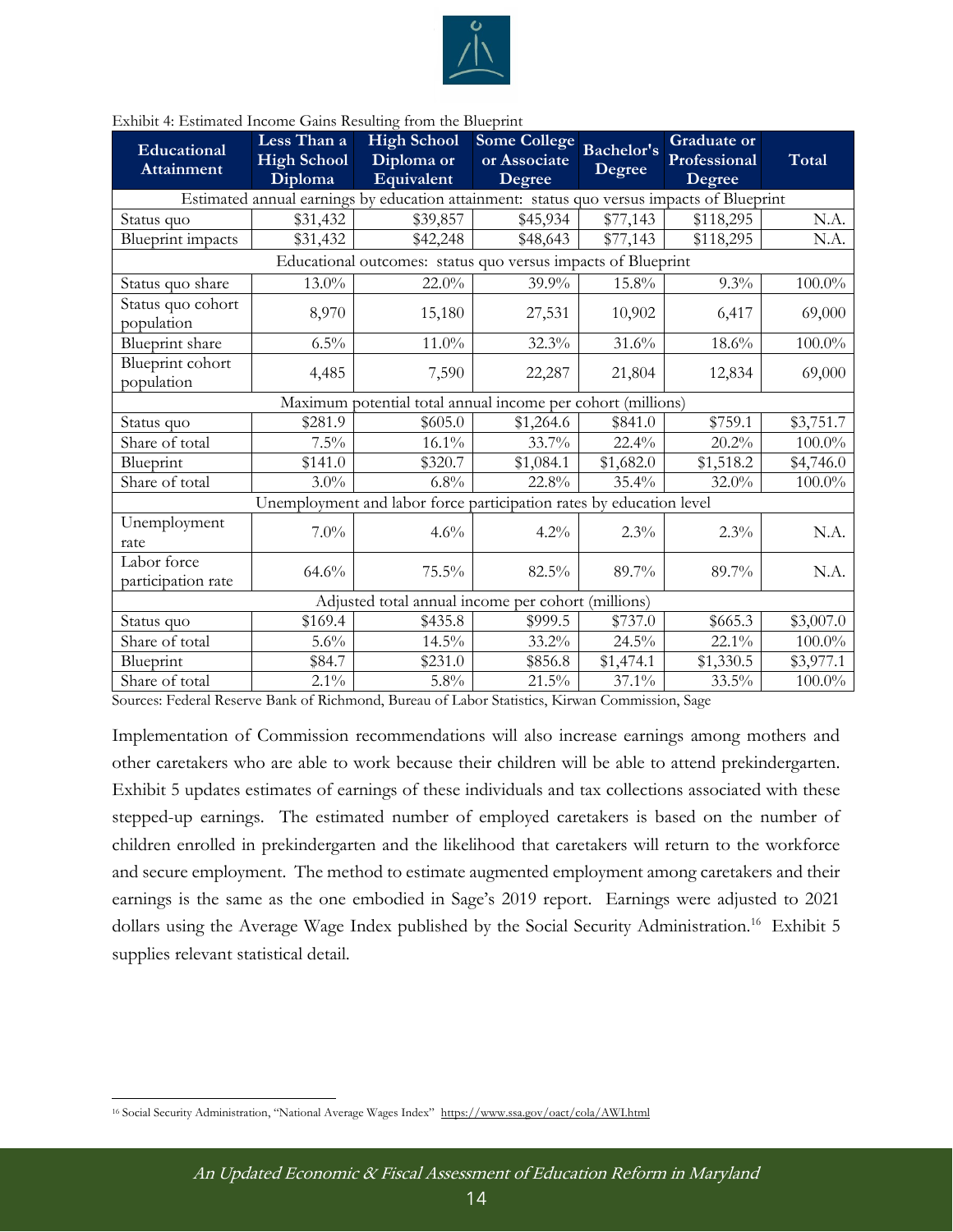Exhibit 4: Estimated Income Gains Resulting from the Blueprint

| Educational Attainment | Less Than a High School Diploma | High School Diploma or Equivalent | Some College or Associate Degree | Bachelor's Degree | Graduate or Professional Degree | Total |
|---|---|---|---|---|---|---|
| Estimated annual earnings by education attainment: status quo versus impacts of Blueprint | | | | | | |
| Status quo | $31,432 | $39,857 | $45,934 | $77,143 | $118,295 | N.A. |
| Blueprint impacts | $31,432 | $42,248 | $48,643 | $77,143 | $118,295 | N.A. |
| Educational outcomes: status quo versus impacts of Blueprint | | | | | | |
| Status quo share | 13.0% | 22.0% | 39.9% | 15.8% | 9.3% | 100.0% |
| Status quo cohort population | 8,970 | 15,180 | 27,531 | 10,902 | 6,417 | 69,000 |
| Blueprint share | 6.5% | 11.0% | 32.3% | 31.6% | 18.6% | 100.0% |
| Blueprint cohort population | 4,485 | 7,590 | 22,287 | 21,804 | 12,834 | 69,000 |
| Maximum potential total annual income per cohort (millions) | | | | | | |
| Status quo | $281.9 | $605.0 | $1,264.6 | $841.0 | $759.1 | $3,751.7 |
| Share of total | 7.5% | 16.1% | 33.7% | 22.4% | 20.2% | 100.0% |
| Blueprint | $141.0 | $320.7 | $1,084.1 | $1,682.0 | $1,518.2 | $4,746.0 |
| Share of total | 3.0% | 6.8% | 22.8% | 35.4% | 32.0% | 100.0% |
| Unemployment and labor force participation rates by education level | | | | | | |
| Unemployment rate | 7.0% | 4.6% | 4.2% | 2.3% | 2.3% | N.A. |
| Labor force participation rate | 64.6% | 75.5% | 82.5% | 89.7% | 89.7% | N.A. |
| Adjusted total annual income per cohort (millions) | | | | | | |
| Status quo | $169.4 | $435.8 | $999.5 | $737.0 | $665.3 | $3,007.0 |
| Share of total | 5.6% | 14.5% | 33.2% | 24.5% | 22.1% | 100.0% |
| Blueprint | $84.7 | $231.0 | $856.8 | $1,474.1 | $1,330.5 | $3,977.1 |
| Share of total | 2.1% | 5.8% | 21.5% | 37.1% | 33.5% | 100.0% |

Sources: Federal Reserve Bank of Richmond, Bureau of Labor Statistics, Kirwan Commission, Sage

Implementation of Commission recommendations will also increase earnings among mothers and other caretakers who are able to work because their children will be able to attend prekindergarten. Exhibit 5 updates estimates of earnings of these individuals and tax collections associated with these stepped-up earnings. The estimated number of employed caretakers is based on the number of children enrolled in prekindergarten and the likelihood that caretakers will return to the workforce and secure employment. The method to estimate augmented employment among caretakers and their earnings is the same as the one embodied in Sage's 2019 report. Earnings were adjusted to 2021 dollars using the Average Wage Index published by the Social Security Administration.[16] Exhibit 5 supplies relevant statistical detail.

[16] Social Security Administration, "National Average Wages Index" https://www.ssa.gov/oact/cola/AWI.html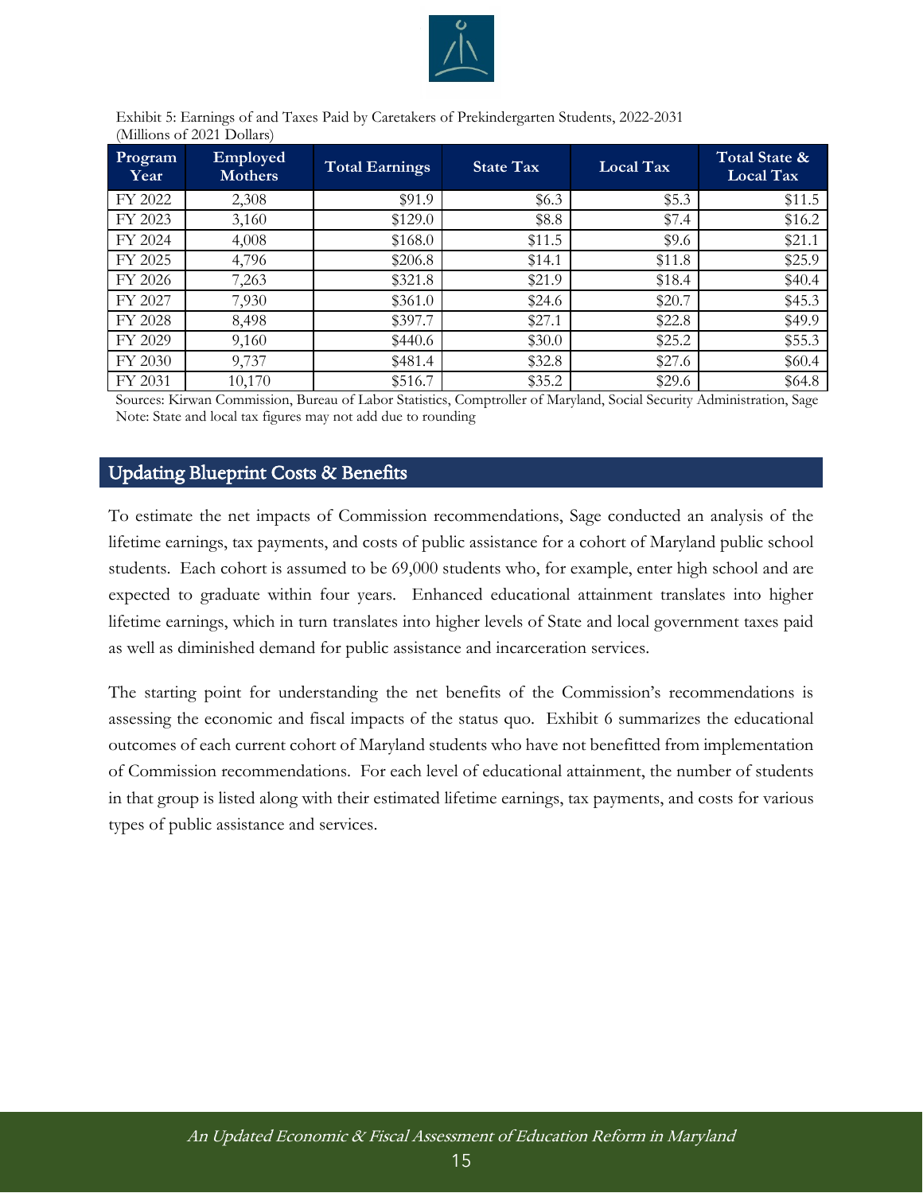Exhibit 5: Earnings of and Taxes Paid by Caretakers of Prekindergarten Students, 2022-2031 (Millions of 2021 Dollars)

| Program Year | Employed Mothers | Total Earnings | State Tax | Local Tax | Total State & Local Tax |
|---|---|---|---|---|---|
| FY 2022 | 2,308 | $91.9 | $6.3 | $5.3 | $11.5 |
| FY 2023 | 3,160 | $129.0 | $8.8 | $7.4 | $16.2 |
| FY 2024 | 4,008 | $168.0 | $11.5 | $9.6 | $21.1 |
| FY 2025 | 4,796 | $206.8 | $14.1 | $11.8 | $25.9 |
| FY 2026 | 7,263 | $321.8 | $21.9 | $18.4 | $40.4 |
| FY 2027 | 7,930 | $361.0 | $24.6 | $20.7 | $45.3 |
| FY 2028 | 8,498 | $397.7 | $27.1 | $22.8 | $49.9 |
| FY 2029 | 9,160 | $440.6 | $30.0 | $25.2 | $55.3 |
| FY 2030 | 9,737 | $481.4 | $32.8 | $27.6 | $60.4 |
| FY 2031 | 10,170 | $516.7 | $35.2 | $29.6 | $64.8 |

Sources: Kirwan Commission, Bureau of Labor Statistics, Comptroller of Maryland, Social Security Administration, Sage
Note: State and local tax figures may not add due to rounding

## Updating Blueprint Costs & Benefits

To estimate the net impacts of Commission recommendations, Sage conducted an analysis of the lifetime earnings, tax payments, and costs of public assistance for a cohort of Maryland public school students. Each cohort is assumed to be 69,000 students who, for example, enter high school and are expected to graduate within four years. Enhanced educational attainment translates into higher lifetime earnings, which in turn translates into higher levels of State and local government taxes paid as well as diminished demand for public assistance and incarceration services.

The starting point for understanding the net benefits of the Commission's recommendations is assessing the economic and fiscal impacts of the status quo. Exhibit 6 summarizes the educational outcomes of each current cohort of Maryland students who have not benefitted from implementation of Commission recommendations. For each level of educational attainment, the number of students in that group is listed along with their estimated lifetime earnings, tax payments, and costs for various types of public assistance and services.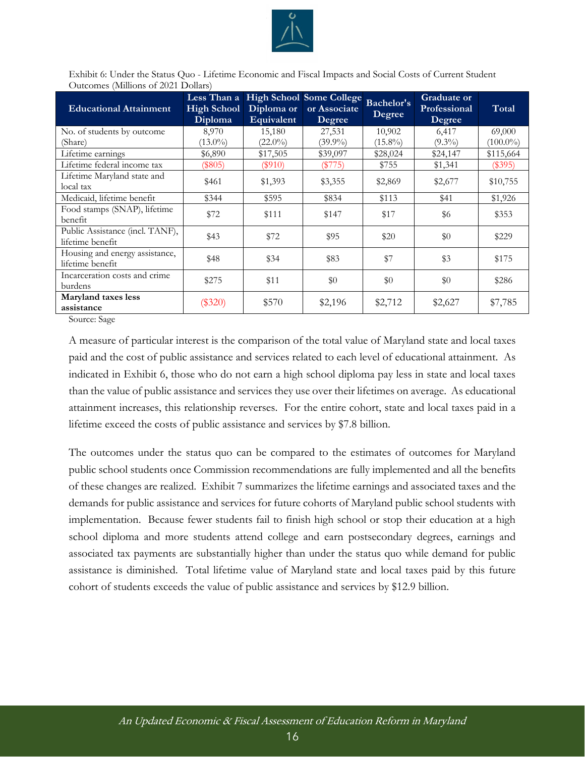Exhibit 6: Under the Status Quo - Lifetime Economic and Fiscal Impacts and Social Costs of Current Student Outcomes (Millions of 2021 Dollars)

| Educational Attainment | Less Than a High School Diploma | High School Diploma or Equivalent | Some College or Associate Degree | Bachelor's Degree | Graduate or Professional Degree | Total |
|---|---|---|---|---|---|---|
| No. of students by outcome (Share) | 8,970 (13.0%) | 15,180 (22.0%) | 27,531 (39.9%) | 10,902 (15.8%) | 6,417 (9.3%) | 69,000 (100.0%) |
| Lifetime earnings | $6,890 | $17,505 | $39,097 | $28,024 | $24,147 | $115,664 |
| Lifetime federal income tax | ($805) | ($910) | ($775) | $755 | $1,341 | ($395) |
| Lifetime Maryland state and local tax | $461 | $1,393 | $3,355 | $2,869 | $2,677 | $10,755 |
| Medicaid, lifetime benefit | $344 | $595 | $834 | $113 | $41 | $1,926 |
| Food stamps (SNAP), lifetime benefit | $72 | $111 | $147 | $17 | $6 | $353 |
| Public Assistance (incl. TANF), lifetime benefit | $43 | $72 | $95 | $20 | $0 | $229 |
| Housing and energy assistance, lifetime benefit | $48 | $34 | $83 | $7 | $3 | $175 |
| Incarceration costs and crime burdens | $275 | $11 | $0 | $0 | $0 | $286 |
| **Maryland taxes less assistance** | ($320) | $570 | $2,196 | $2,712 | $2,627 | $7,785 |

Source: Sage

A measure of particular interest is the comparison of the total value of Maryland state and local taxes paid and the cost of public assistance and services related to each level of educational attainment. As indicated in Exhibit 6, those who do not earn a high school diploma pay less in state and local taxes than the value of public assistance and services they use over their lifetimes on average. As educational attainment increases, this relationship reverses. For the entire cohort, state and local taxes paid in a lifetime exceed the costs of public assistance and services by $7.8 billion.

The outcomes under the status quo can be compared to the estimates of outcomes for Maryland public school students once Commission recommendations are fully implemented and all the benefits of these changes are realized. Exhibit 7 summarizes the lifetime earnings and associated taxes and the demands for public assistance and services for future cohorts of Maryland public school students with implementation. Because fewer students fail to finish high school or stop their education at a high school diploma and more students attend college and earn postsecondary degrees, earnings and associated tax payments are substantially higher than under the status quo while demand for public assistance is diminished. Total lifetime value of Maryland state and local taxes paid by this future cohort of students exceeds the value of public assistance and services by $12.9 billion.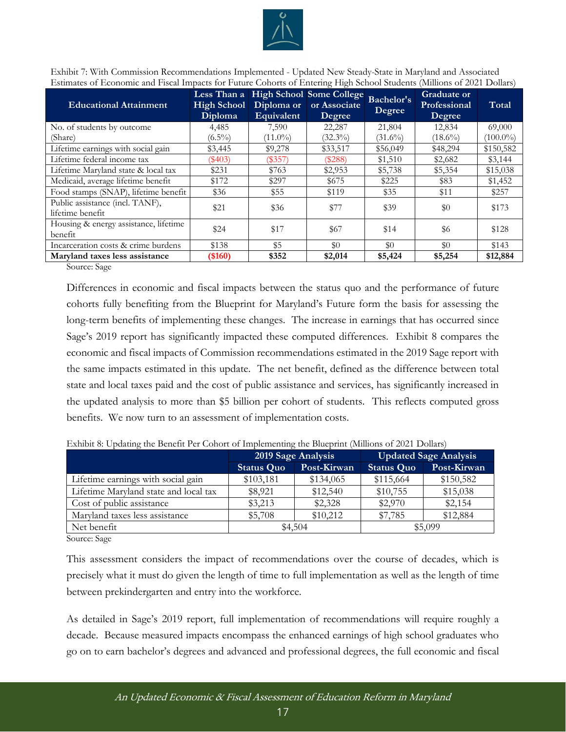Exhibit 7: With Commission Recommendations Implemented - Updated New Steady-State in Maryland and Associated Estimates of Economic and Fiscal Impacts for Future Cohorts of Entering High School Students (Millions of 2021 Dollars)

| Educational Attainment | Less Than a High School Diploma | High School Diploma or Equivalent | Some College or Associate Degree | Bachelor's Degree | Graduate or Professional Degree | Total |
|---|---|---|---|---|---|---|
| No. of students by outcome (Share) | 4,485 (6.5%) | 7,590 (11.0%) | 22,287 (32.3%) | 21,804 (31.6%) | 12,834 (18.6%) | 69,000 (100.0%) |
| Lifetime earnings with social gain | $3,445 | $9,278 | $33,517 | $56,049 | $48,294 | $150,582 |
| Lifetime federal income tax | ($403) | ($357) | ($288) | $1,510 | $2,682 | $3,144 |
| Lifetime Maryland state & local tax | $231 | $763 | $2,953 | $5,738 | $5,354 | $15,038 |
| Medicaid, average lifetime benefit | $172 | $297 | $675 | $225 | $83 | $1,452 |
| Food stamps (SNAP), lifetime benefit | $36 | $55 | $119 | $35 | $11 | $257 |
| Public assistance (incl. TANF), lifetime benefit | $21 | $36 | $77 | $39 | $0 | $173 |
| Housing & energy assistance, lifetime benefit | $24 | $17 | $67 | $14 | $6 | $128 |
| Incarceration costs & crime burdens | $138 | $5 | $0 | $0 | $0 | $143 |
| **Maryland taxes less assistance** | **($160)** | **$352** | **$2,014** | **$5,424** | **$5,254** | **$12,884** |

Source: Sage

Differences in economic and fiscal impacts between the status quo and the performance of future cohorts fully benefiting from the Blueprint for Maryland's Future form the basis for assessing the long-term benefits of implementing these changes. The increase in earnings that has occurred since Sage's 2019 report has significantly impacted these computed differences. Exhibit 8 compares the economic and fiscal impacts of Commission recommendations estimated in the 2019 Sage report with the same impacts estimated in this update. The net benefit, defined as the difference between total state and local taxes paid and the cost of public assistance and services, has significantly increased in the updated analysis to more than $5 billion per cohort of students. This reflects computed gross benefits. We now turn to an assessment of implementation costs.

Exhibit 8: Updating the Benefit Per Cohort of Implementing the Blueprint (Millions of 2021 Dollars)

| | 2019 Sage Analysis | | Updated Sage Analysis | |
|---|---|---|---|---|
| | Status Quo | Post-Kirwan | Status Quo | Post-Kirwan |
| Lifetime earnings with social gain | $103,181 | $134,065 | $115,664 | $150,582 |
| Lifetime Maryland state and local tax | $8,921 | $12,540 | $10,755 | $15,038 |
| Cost of public assistance | $3,213 | $2,328 | $2,970 | $2,154 |
| Maryland taxes less assistance | $5,708 | $10,212 | $7,785 | $12,884 |
| Net benefit | $4,504 | | $5,099 | |

Source: Sage

This assessment considers the impact of recommendations over the course of decades, which is precisely what it must do given the length of time to full implementation as well as the length of time between prekindergarten and entry into the workforce.

As detailed in Sage's 2019 report, full implementation of recommendations will require roughly a decade. Because measured impacts encompass the enhanced earnings of high school graduates who go on to earn bachelor's degrees and advanced and professional degrees, the full economic and fiscal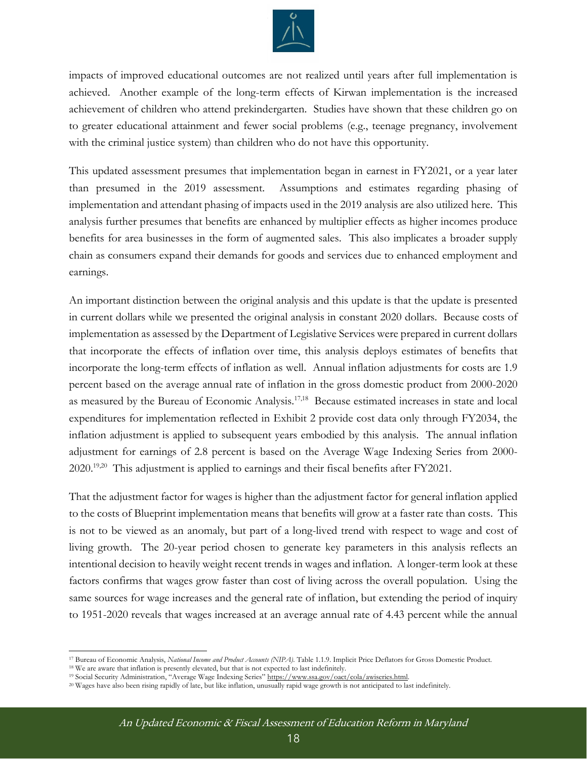impacts of improved educational outcomes are not realized until years after full implementation is achieved. Another example of the long-term effects of Kirwan implementation is the increased achievement of children who attend prekindergarten. Studies have shown that these children go on to greater educational attainment and fewer social problems (e.g., teenage pregnancy, involvement with the criminal justice system) than children who do not have this opportunity.

This updated assessment presumes that implementation began in earnest in FY2021, or a year later than presumed in the 2019 assessment. Assumptions and estimates regarding phasing of implementation and attendant phasing of impacts used in the 2019 analysis are also utilized here. This analysis further presumes that benefits are enhanced by multiplier effects as higher incomes produce benefits for area businesses in the form of augmented sales. This also implicates a broader supply chain as consumers expand their demands for goods and services due to enhanced employment and earnings.

An important distinction between the original analysis and this update is that the update is presented in current dollars while we presented the original analysis in constant 2020 dollars. Because costs of implementation as assessed by the Department of Legislative Services were prepared in current dollars that incorporate the effects of inflation over time, this analysis deploys estimates of benefits that incorporate the long-term effects of inflation as well. Annual inflation adjustments for costs are 1.9 percent based on the average annual rate of inflation in the gross domestic product from 2000-2020 as measured by the Bureau of Economic Analysis.[17,18] Because estimated increases in state and local expenditures for implementation reflected in Exhibit 2 provide cost data only through FY2034, the inflation adjustment is applied to subsequent years embodied by this analysis. The annual inflation adjustment for earnings of 2.8 percent is based on the Average Wage Indexing Series from 2000-2020.[19,20] This adjustment is applied to earnings and their fiscal benefits after FY2021.

That the adjustment factor for wages is higher than the adjustment factor for general inflation applied to the costs of Blueprint implementation means that benefits will grow at a faster rate than costs. This is not to be viewed as an anomaly, but part of a long-lived trend with respect to wage and cost of living growth. The 20-year period chosen to generate key parameters in this analysis reflects an intentional decision to heavily weight recent trends in wages and inflation. A longer-term look at these factors confirms that wages grow faster than cost of living across the overall population. Using the same sources for wage increases and the general rate of inflation, but extending the period of inquiry to 1951-2020 reveals that wages increased at an average annual rate of 4.43 percent while the annual

---

[17] Bureau of Economic Analysis, *National Income and Product Accounts (NIPA)*. Table 1.1.9. Implicit Price Deflators for Gross Domestic Product.

[18] We are aware that inflation is presently elevated, but that is not expected to last indefinitely.

[19] Social Security Administration, "Average Wage Indexing Series" https://www.ssa.gov/oact/cola/awiseries.html.

[20] Wages have also been rising rapidly of late, but like inflation, unusually rapid wage growth is not anticipated to last indefinitely.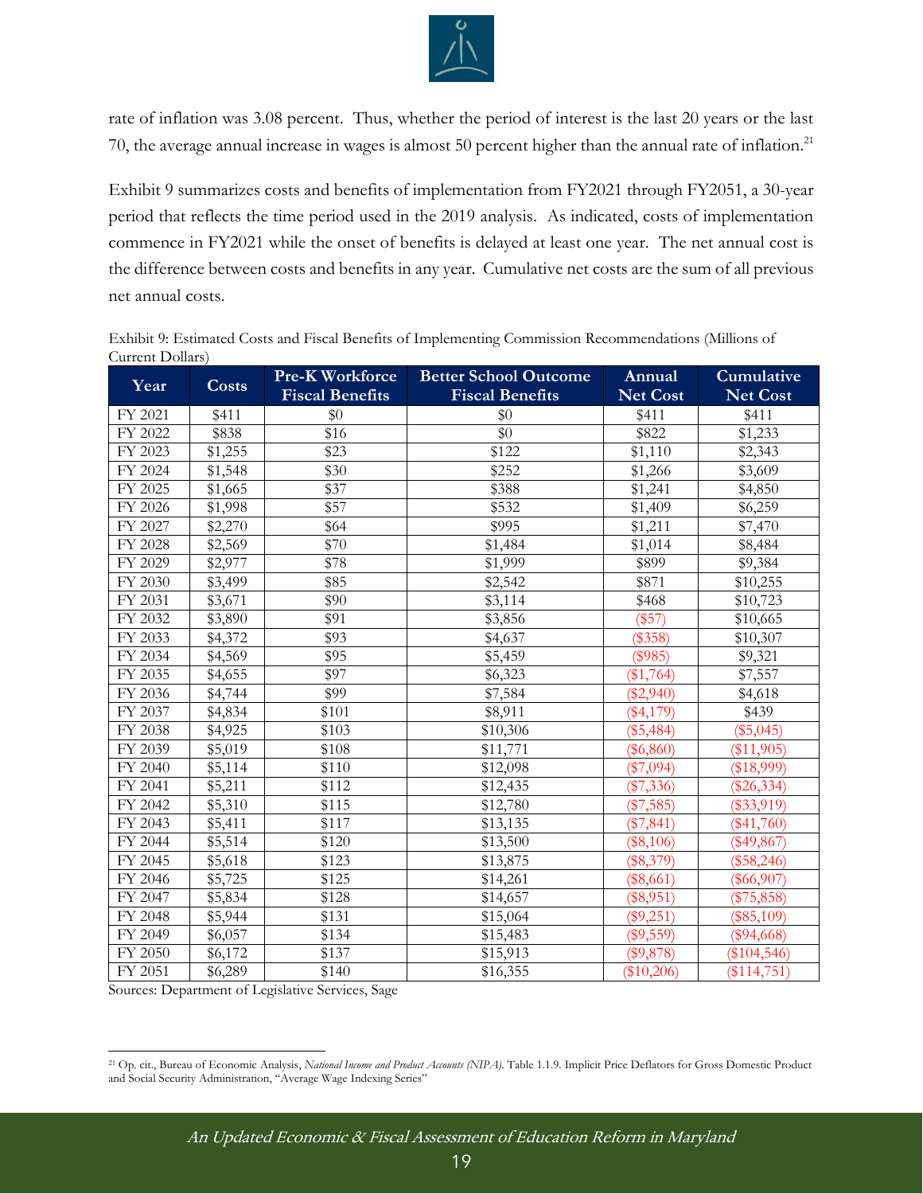rate of inflation was 3.08 percent. Thus, whether the period of interest is the last 20 years or the last 70, the average annual increase in wages is almost 50 percent higher than the annual rate of inflation.[21]

Exhibit 9 summarizes costs and benefits of implementation from FY2021 through FY2051, a 30-year period that reflects the time period used in the 2019 analysis. As indicated, costs of implementation commence in FY2021 while the onset of benefits is delayed at least one year. The net annual cost is the difference between costs and benefits in any year. Cumulative net costs are the sum of all previous net annual costs.

Exhibit 9: Estimated Costs and Fiscal Benefits of Implementing Commission Recommendations (Millions of Current Dollars)

| Year | Costs | Pre-K Workforce Fiscal Benefits | Better School Outcome Fiscal Benefits | Annual Net Cost | Cumulative Net Cost |
|---|---|---|---|---|---|
| FY 2021 | $411 | $0 | $0 | $411 | $411 |
| FY 2022 | $838 | $16 | $0 | $822 | $1,233 |
| FY 2023 | $1,255 | $23 | $122 | $1,110 | $2,343 |
| FY 2024 | $1,548 | $30 | $252 | $1,266 | $3,609 |
| FY 2025 | $1,665 | $37 | $388 | $1,241 | $4,850 |
| FY 2026 | $1,998 | $57 | $532 | $1,409 | $6,259 |
| FY 2027 | $2,270 | $64 | $995 | $1,211 | $7,470 |
| FY 2028 | $2,569 | $70 | $1,484 | $1,014 | $8,484 |
| FY 2029 | $2,977 | $78 | $1,999 | $899 | $9,384 |
| FY 2030 | $3,499 | $85 | $2,542 | $871 | $10,255 |
| FY 2031 | $3,671 | $90 | $3,114 | $468 | $10,723 |
| FY 2032 | $3,890 | $91 | $3,856 | ($57) | $10,665 |
| FY 2033 | $4,372 | $93 | $4,637 | ($358) | $10,307 |
| FY 2034 | $4,569 | $95 | $5,459 | ($985) | $9,321 |
| FY 2035 | $4,655 | $97 | $6,323 | ($1,764) | $7,557 |
| FY 2036 | $4,744 | $99 | $7,584 | ($2,940) | $4,618 |
| FY 2037 | $4,834 | $101 | $8,911 | ($4,179) | $439 |
| FY 2038 | $4,925 | $103 | $10,306 | ($5,484) | ($5,045) |
| FY 2039 | $5,019 | $108 | $11,771 | ($6,860) | ($11,905) |
| FY 2040 | $5,114 | $110 | $12,098 | ($7,094) | ($18,999) |
| FY 2041 | $5,211 | $112 | $12,435 | ($7,336) | ($26,334) |
| FY 2042 | $5,310 | $115 | $12,780 | ($7,585) | ($33,919) |
| FY 2043 | $5,411 | $117 | $13,135 | ($7,841) | ($41,760) |
| FY 2044 | $5,514 | $120 | $13,500 | ($8,106) | ($49,867) |
| FY 2045 | $5,618 | $123 | $13,875 | ($8,379) | ($58,246) |
| FY 2046 | $5,725 | $125 | $14,261 | ($8,661) | ($66,907) |
| FY 2047 | $5,834 | $128 | $14,657 | ($8,951) | ($75,858) |
| FY 2048 | $5,944 | $131 | $15,064 | ($9,251) | ($85,109) |
| FY 2049 | $6,057 | $134 | $15,483 | ($9,559) | ($94,668) |
| FY 2050 | $6,172 | $137 | $15,913 | ($9,878) | ($104,546) |
| FY 2051 | $6,289 | $140 | $16,355 | ($10,206) | ($114,751) |

Sources: Department of Legislative Services, Sage

[21] Op. cit., Bureau of Economic Analysis, *National Income and Product Accounts (NIPA)*. Table 1.1.9. Implicit Price Deflators for Gross Domestic Product and Social Security Administration, "Average Wage Indexing Series"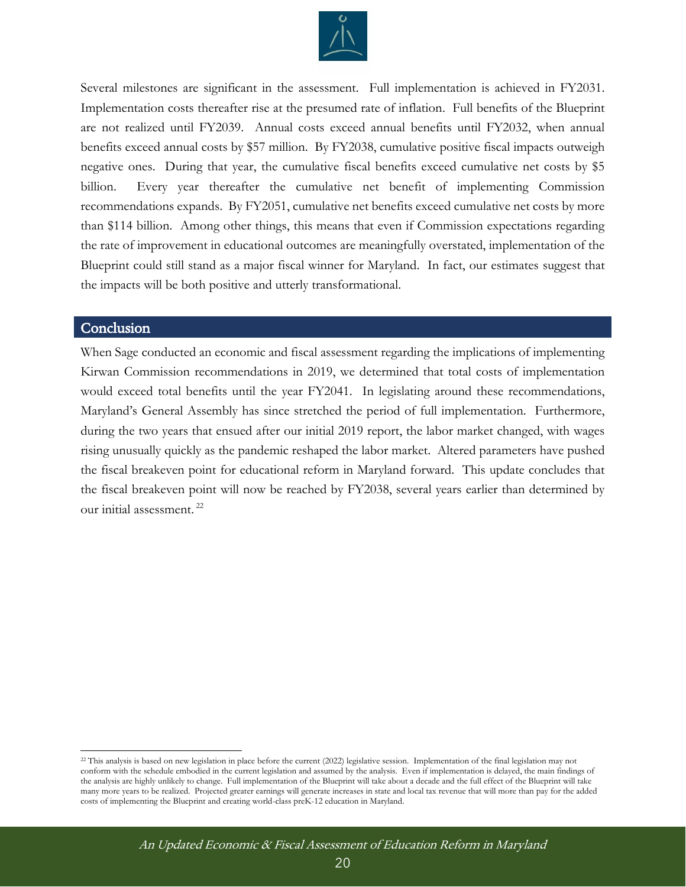Several milestones are significant in the assessment. Full implementation is achieved in FY2031. Implementation costs thereafter rise at the presumed rate of inflation. Full benefits of the Blueprint are not realized until FY2039. Annual costs exceed annual benefits until FY2032, when annual benefits exceed annual costs by $57 million. By FY2038, cumulative positive fiscal impacts outweigh negative ones. During that year, the cumulative fiscal benefits exceed cumulative net costs by $5 billion. Every year thereafter the cumulative net benefit of implementing Commission recommendations expands. By FY2051, cumulative net benefits exceed cumulative net costs by more than $114 billion. Among other things, this means that even if Commission expectations regarding the rate of improvement in educational outcomes are meaningfully overstated, implementation of the Blueprint could still stand as a major fiscal winner for Maryland. In fact, our estimates suggest that the impacts will be both positive and utterly transformational.

## Conclusion

When Sage conducted an economic and fiscal assessment regarding the implications of implementing Kirwan Commission recommendations in 2019, we determined that total costs of implementation would exceed total benefits until the year FY2041. In legislating around these recommendations, Maryland's General Assembly has since stretched the period of full implementation. Furthermore, during the two years that ensued after our initial 2019 report, the labor market changed, with wages rising unusually quickly as the pandemic reshaped the labor market. Altered parameters have pushed the fiscal breakeven point for educational reform in Maryland forward. This update concludes that the fiscal breakeven point will now be reached by FY2038, several years earlier than determined by our initial assessment.[22]

[22] This analysis is based on new legislation in place before the current (2022) legislative session. Implementation of the final legislation may not conform with the schedule embodied in the current legislation and assumed by the analysis. Even if implementation is delayed, the main findings of the analysis are highly unlikely to change. Full implementation of the Blueprint will take about a decade and the full effect of the Blueprint will take many more years to be realized. Projected greater earnings will generate increases in state and local tax revenue that will more than pay for the added costs of implementing the Blueprint and creating world-class preK-12 education in Maryland.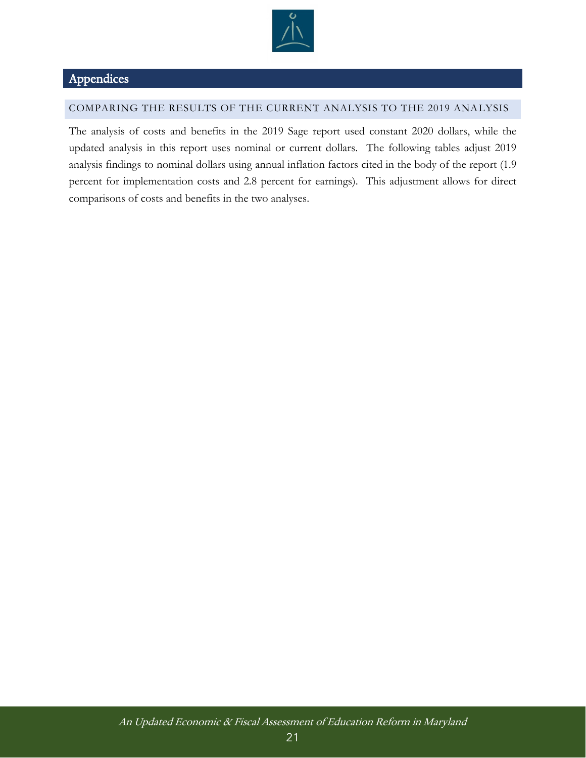# Appendices

## COMPARING THE RESULTS OF THE CURRENT ANALYSIS TO THE 2019 ANALYSIS

The analysis of costs and benefits in the 2019 Sage report used constant 2020 dollars, while the updated analysis in this report uses nominal or current dollars. The following tables adjust 2019 analysis findings to nominal dollars using annual inflation factors cited in the body of the report (1.9 percent for implementation costs and 2.8 percent for earnings). This adjustment allows for direct comparisons of costs and benefits in the two analyses.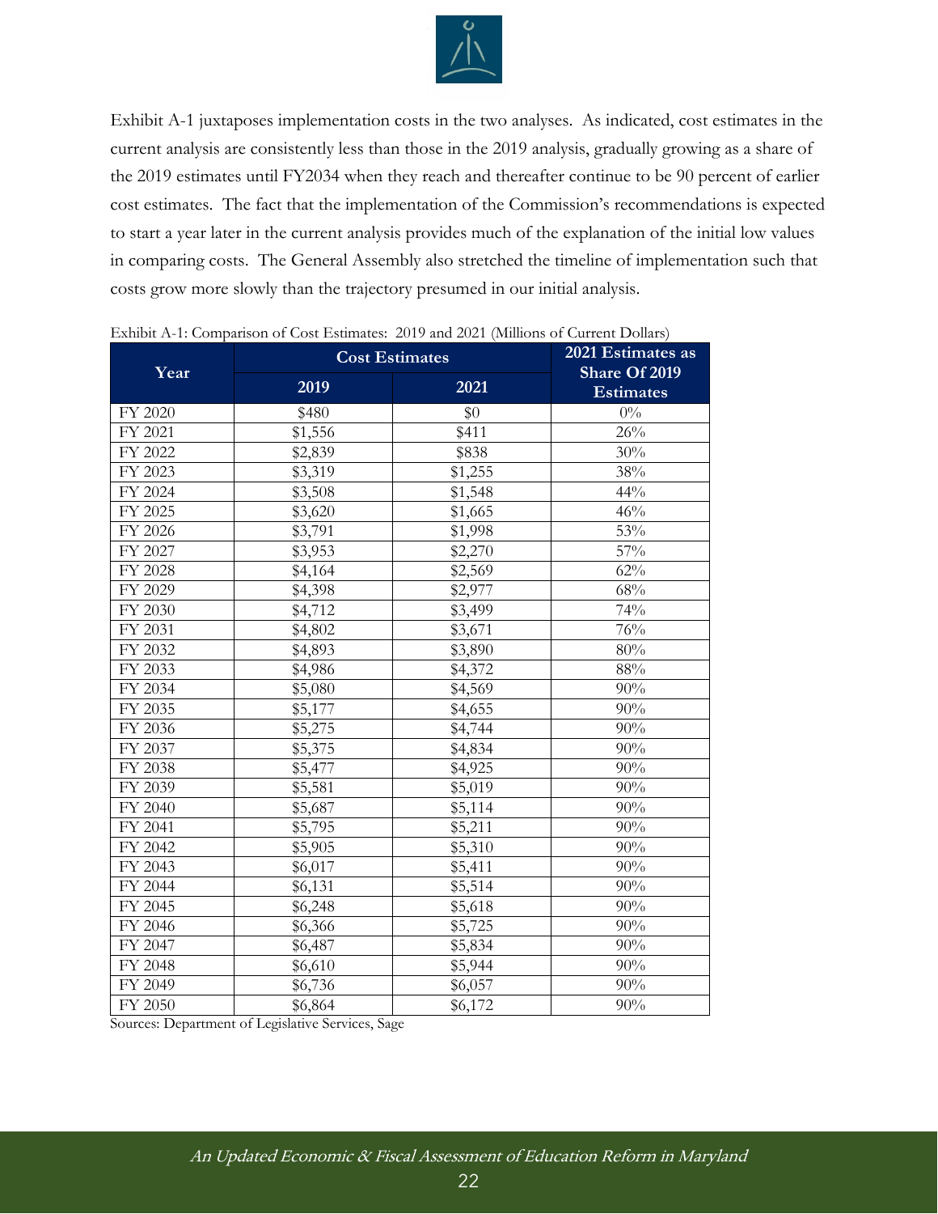Exhibit A-1 juxtaposes implementation costs in the two analyses. As indicated, cost estimates in the current analysis are consistently less than those in the 2019 analysis, gradually growing as a share of the 2019 estimates until FY2034 when they reach and thereafter continue to be 90 percent of earlier cost estimates. The fact that the implementation of the Commission's recommendations is expected to start a year later in the current analysis provides much of the explanation of the initial low values in comparing costs. The General Assembly also stretched the timeline of implementation such that costs grow more slowly than the trajectory presumed in our initial analysis.

Exhibit A-1: Comparison of Cost Estimates: 2019 and 2021 (Millions of Current Dollars)

| Year | Cost Estimates | | 2021 Estimates as Share Of 2019 Estimates |
|---|---|---|---|
| | 2019 | 2021 | |
| FY 2020 | $480 | $0 | 0% |
| FY 2021 | $1,556 | $411 | 26% |
| FY 2022 | $2,839 | $838 | 30% |
| FY 2023 | $3,319 | $1,255 | 38% |
| FY 2024 | $3,508 | $1,548 | 44% |
| FY 2025 | $3,620 | $1,665 | 46% |
| FY 2026 | $3,791 | $1,998 | 53% |
| FY 2027 | $3,953 | $2,270 | 57% |
| FY 2028 | $4,164 | $2,569 | 62% |
| FY 2029 | $4,398 | $2,977 | 68% |
| FY 2030 | $4,712 | $3,499 | 74% |
| FY 2031 | $4,802 | $3,671 | 76% |
| FY 2032 | $4,893 | $3,890 | 80% |
| FY 2033 | $4,986 | $4,372 | 88% |
| FY 2034 | $5,080 | $4,569 | 90% |
| FY 2035 | $5,177 | $4,655 | 90% |
| FY 2036 | $5,275 | $4,744 | 90% |
| FY 2037 | $5,375 | $4,834 | 90% |
| FY 2038 | $5,477 | $4,925 | 90% |
| FY 2039 | $5,581 | $5,019 | 90% |
| FY 2040 | $5,687 | $5,114 | 90% |
| FY 2041 | $5,795 | $5,211 | 90% |
| FY 2042 | $5,905 | $5,310 | 90% |
| FY 2043 | $6,017 | $5,411 | 90% |
| FY 2044 | $6,131 | $5,514 | 90% |
| FY 2045 | $6,248 | $5,618 | 90% |
| FY 2046 | $6,366 | $5,725 | 90% |
| FY 2047 | $6,487 | $5,834 | 90% |
| FY 2048 | $6,610 | $5,944 | 90% |
| FY 2049 | $6,736 | $6,057 | 90% |
| FY 2050 | $6,864 | $6,172 | 90% |

Sources: Department of Legislative Services, Sage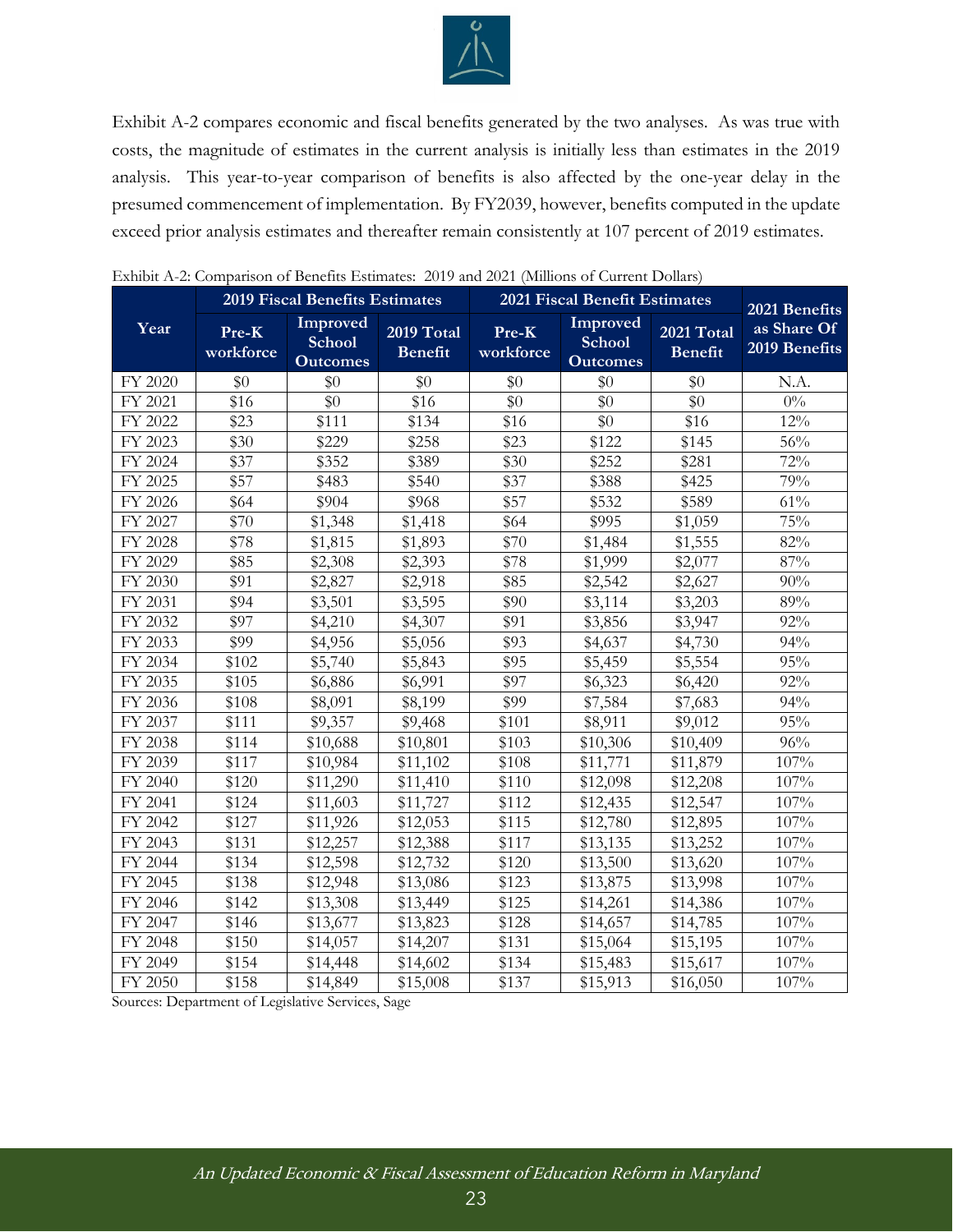Exhibit A-2 compares economic and fiscal benefits generated by the two analyses. As was true with costs, the magnitude of estimates in the current analysis is initially less than estimates in the 2019 analysis. This year-to-year comparison of benefits is also affected by the one-year delay in the presumed commencement of implementation. By FY2039, however, benefits computed in the update exceed prior analysis estimates and thereafter remain consistently at 107 percent of 2019 estimates.

Exhibit A-2: Comparison of Benefits Estimates: 2019 and 2021 (Millions of Current Dollars)

| Year | 2019 Fiscal Benefits Estimates | | | 2021 Fiscal Benefit Estimates | | | 2021 Benefits as Share Of 2019 Benefits |
|---|---|---|---|---|---|---|---|
| | Pre-K workforce | Improved School Outcomes | 2019 Total Benefit | Pre-K workforce | Improved School Outcomes | 2021 Total Benefit | |
| FY 2020 | $0 | $0 | $0 | $0 | $0 | $0 | N.A. |
| FY 2021 | $16 | $0 | $16 | $0 | $0 | $0 | 0% |
| FY 2022 | $23 | $111 | $134 | $16 | $0 | $16 | 12% |
| FY 2023 | $30 | $229 | $258 | $23 | $122 | $145 | 56% |
| FY 2024 | $37 | $352 | $389 | $30 | $252 | $281 | 72% |
| FY 2025 | $57 | $483 | $540 | $37 | $388 | $425 | 79% |
| FY 2026 | $64 | $904 | $968 | $57 | $532 | $589 | 61% |
| FY 2027 | $70 | $1,348 | $1,418 | $64 | $995 | $1,059 | 75% |
| FY 2028 | $78 | $1,815 | $1,893 | $70 | $1,484 | $1,555 | 82% |
| FY 2029 | $85 | $2,308 | $2,393 | $78 | $1,999 | $2,077 | 87% |
| FY 2030 | $91 | $2,827 | $2,918 | $85 | $2,542 | $2,627 | 90% |
| FY 2031 | $94 | $3,501 | $3,595 | $90 | $3,114 | $3,203 | 89% |
| FY 2032 | $97 | $4,210 | $4,307 | $91 | $3,856 | $3,947 | 92% |
| FY 2033 | $99 | $4,956 | $5,056 | $93 | $4,637 | $4,730 | 94% |
| FY 2034 | $102 | $5,740 | $5,843 | $95 | $5,459 | $5,554 | 95% |
| FY 2035 | $105 | $6,886 | $6,991 | $97 | $6,323 | $6,420 | 92% |
| FY 2036 | $108 | $8,091 | $8,199 | $99 | $7,584 | $7,683 | 94% |
| FY 2037 | $111 | $9,357 | $9,468 | $101 | $8,911 | $9,012 | 95% |
| FY 2038 | $114 | $10,688 | $10,801 | $103 | $10,306 | $10,409 | 96% |
| FY 2039 | $117 | $10,984 | $11,102 | $108 | $11,771 | $11,879 | 107% |
| FY 2040 | $120 | $11,290 | $11,410 | $110 | $12,098 | $12,208 | 107% |
| FY 2041 | $124 | $11,603 | $11,727 | $112 | $12,435 | $12,547 | 107% |
| FY 2042 | $127 | $11,926 | $12,053 | $115 | $12,780 | $12,895 | 107% |
| FY 2043 | $131 | $12,257 | $12,388 | $117 | $13,135 | $13,252 | 107% |
| FY 2044 | $134 | $12,598 | $12,732 | $120 | $13,500 | $13,620 | 107% |
| FY 2045 | $138 | $12,948 | $13,086 | $123 | $13,875 | $13,998 | 107% |
| FY 2046 | $142 | $13,308 | $13,449 | $125 | $14,261 | $14,386 | 107% |
| FY 2047 | $146 | $13,677 | $13,823 | $128 | $14,657 | $14,785 | 107% |
| FY 2048 | $150 | $14,057 | $14,207 | $131 | $15,064 | $15,195 | 107% |
| FY 2049 | $154 | $14,448 | $14,602 | $134 | $15,483 | $15,617 | 107% |
| FY 2050 | $158 | $14,849 | $15,008 | $137 | $15,913 | $16,050 | 107% |

Sources: Department of Legislative Services, Sage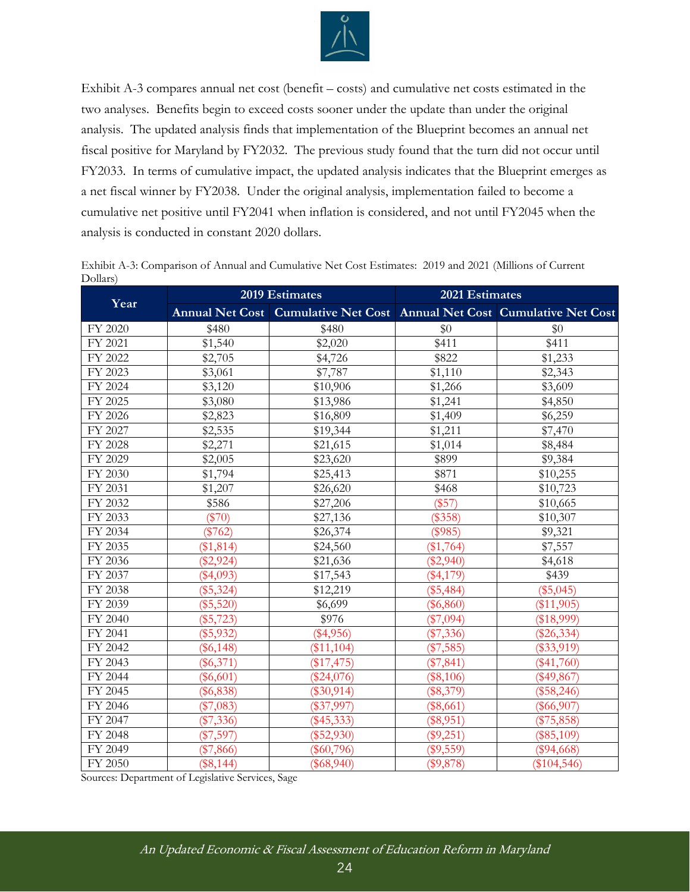Exhibit A-3 compares annual net cost (benefit – costs) and cumulative net costs estimated in the two analyses. Benefits begin to exceed costs sooner under the update than under the original analysis. The updated analysis finds that implementation of the Blueprint becomes an annual net fiscal positive for Maryland by FY2032. The previous study found that the turn did not occur until FY2033. In terms of cumulative impact, the updated analysis indicates that the Blueprint emerges as a net fiscal winner by FY2038. Under the original analysis, implementation failed to become a cumulative net positive until FY2041 when inflation is considered, and not until FY2045 when the analysis is conducted in constant 2020 dollars.

Exhibit A-3: Comparison of Annual and Cumulative Net Cost Estimates: 2019 and 2021 (Millions of Current Dollars)

| Year | 2019 Estimates | | 2021 Estimates | |
|---|---|---|---|---|
| | Annual Net Cost | Cumulative Net Cost | Annual Net Cost | Cumulative Net Cost |
| FY 2020 | $480 | $480 | $0 | $0 |
| FY 2021 | $1,540 | $2,020 | $411 | $411 |
| FY 2022 | $2,705 | $4,726 | $822 | $1,233 |
| FY 2023 | $3,061 | $7,787 | $1,110 | $2,343 |
| FY 2024 | $3,120 | $10,906 | $1,266 | $3,609 |
| FY 2025 | $3,080 | $13,986 | $1,241 | $4,850 |
| FY 2026 | $2,823 | $16,809 | $1,409 | $6,259 |
| FY 2027 | $2,535 | $19,344 | $1,211 | $7,470 |
| FY 2028 | $2,271 | $21,615 | $1,014 | $8,484 |
| FY 2029 | $2,005 | $23,620 | $899 | $9,384 |
| FY 2030 | $1,794 | $25,413 | $871 | $10,255 |
| FY 2031 | $1,207 | $26,620 | $468 | $10,723 |
| FY 2032 | $586 | $27,206 | ($57) | $10,665 |
| FY 2033 | ($70) | $27,136 | ($358) | $10,307 |
| FY 2034 | ($762) | $26,374 | ($985) | $9,321 |
| FY 2035 | ($1,814) | $24,560 | ($1,764) | $7,557 |
| FY 2036 | ($2,924) | $21,636 | ($2,940) | $4,618 |
| FY 2037 | ($4,093) | $17,543 | ($4,179) | $439 |
| FY 2038 | ($5,324) | $12,219 | ($5,484) | ($5,045) |
| FY 2039 | ($5,520) | $6,699 | ($6,860) | ($11,905) |
| FY 2040 | ($5,723) | $976 | ($7,094) | ($18,999) |
| FY 2041 | ($5,932) | ($4,956) | ($7,336) | ($26,334) |
| FY 2042 | ($6,148) | ($11,104) | ($7,585) | ($33,919) |
| FY 2043 | ($6,371) | ($17,475) | ($7,841) | ($41,760) |
| FY 2044 | ($6,601) | ($24,076) | ($8,106) | ($49,867) |
| FY 2045 | ($6,838) | ($30,914) | ($8,379) | ($58,246) |
| FY 2046 | ($7,083) | ($37,997) | ($8,661) | ($66,907) |
| FY 2047 | ($7,336) | ($45,333) | ($8,951) | ($75,858) |
| FY 2048 | ($7,597) | ($52,930) | ($9,251) | ($85,109) |
| FY 2049 | ($7,866) | ($60,796) | ($9,559) | ($94,668) |
| FY 2050 | ($8,144) | ($68,940) | ($9,878) | ($104,546) |

Sources: Department of Legislative Services, Sage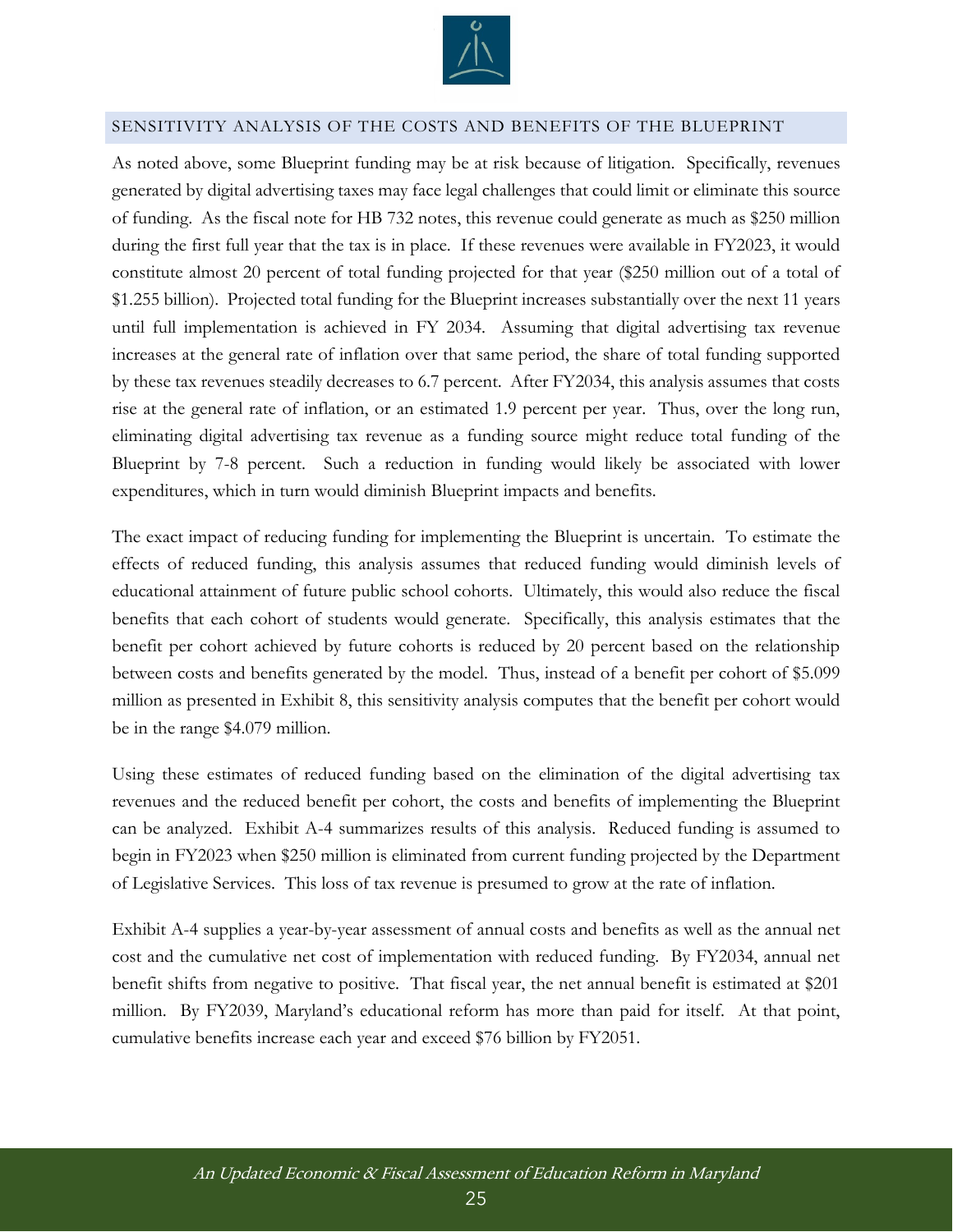## SENSITIVITY ANALYSIS OF THE COSTS AND BENEFITS OF THE BLUEPRINT

As noted above, some Blueprint funding may be at risk because of litigation. Specifically, revenues generated by digital advertising taxes may face legal challenges that could limit or eliminate this source of funding. As the fiscal note for HB 732 notes, this revenue could generate as much as $250 million during the first full year that the tax is in place. If these revenues were available in FY2023, it would constitute almost 20 percent of total funding projected for that year ($250 million out of a total of $1.255 billion). Projected total funding for the Blueprint increases substantially over the next 11 years until full implementation is achieved in FY 2034. Assuming that digital advertising tax revenue increases at the general rate of inflation over that same period, the share of total funding supported by these tax revenues steadily decreases to 6.7 percent. After FY2034, this analysis assumes that costs rise at the general rate of inflation, or an estimated 1.9 percent per year. Thus, over the long run, eliminating digital advertising tax revenue as a funding source might reduce total funding of the Blueprint by 7-8 percent. Such a reduction in funding would likely be associated with lower expenditures, which in turn would diminish Blueprint impacts and benefits.

The exact impact of reducing funding for implementing the Blueprint is uncertain. To estimate the effects of reduced funding, this analysis assumes that reduced funding would diminish levels of educational attainment of future public school cohorts. Ultimately, this would also reduce the fiscal benefits that each cohort of students would generate. Specifically, this analysis estimates that the benefit per cohort achieved by future cohorts is reduced by 20 percent based on the relationship between costs and benefits generated by the model. Thus, instead of a benefit per cohort of $5.099 million as presented in Exhibit 8, this sensitivity analysis computes that the benefit per cohort would be in the range $4.079 million.

Using these estimates of reduced funding based on the elimination of the digital advertising tax revenues and the reduced benefit per cohort, the costs and benefits of implementing the Blueprint can be analyzed. Exhibit A-4 summarizes results of this analysis. Reduced funding is assumed to begin in FY2023 when $250 million is eliminated from current funding projected by the Department of Legislative Services. This loss of tax revenue is presumed to grow at the rate of inflation.

Exhibit A-4 supplies a year-by-year assessment of annual costs and benefits as well as the annual net cost and the cumulative net cost of implementation with reduced funding. By FY2034, annual net benefit shifts from negative to positive. That fiscal year, the net annual benefit is estimated at $201 million. By FY2039, Maryland's educational reform has more than paid for itself. At that point, cumulative benefits increase each year and exceed $76 billion by FY2051.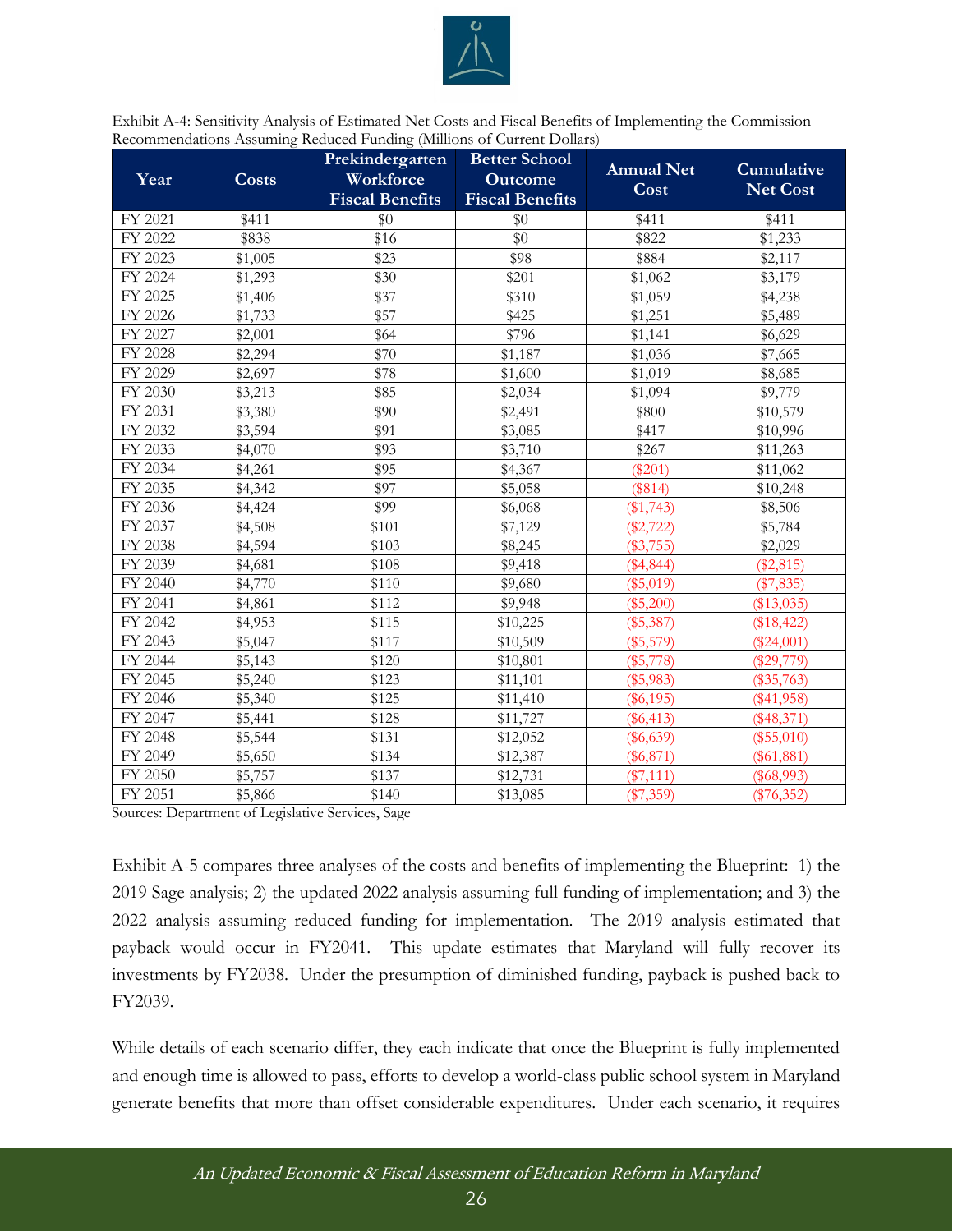Exhibit A-4: Sensitivity Analysis of Estimated Net Costs and Fiscal Benefits of Implementing the Commission Recommendations Assuming Reduced Funding (Millions of Current Dollars)

| Year | Costs | Prekindergarten Workforce Fiscal Benefits | Better School Outcome Fiscal Benefits | Annual Net Cost | Cumulative Net Cost |
|---|---|---|---|---|---|
| FY 2021 | $411 | $0 | $0 | $411 | $411 |
| FY 2022 | $838 | $16 | $0 | $822 | $1,233 |
| FY 2023 | $1,005 | $23 | $98 | $884 | $2,117 |
| FY 2024 | $1,293 | $30 | $201 | $1,062 | $3,179 |
| FY 2025 | $1,406 | $37 | $310 | $1,059 | $4,238 |
| FY 2026 | $1,733 | $57 | $425 | $1,251 | $5,489 |
| FY 2027 | $2,001 | $64 | $796 | $1,141 | $6,629 |
| FY 2028 | $2,294 | $70 | $1,187 | $1,036 | $7,665 |
| FY 2029 | $2,697 | $78 | $1,600 | $1,019 | $8,685 |
| FY 2030 | $3,213 | $85 | $2,034 | $1,094 | $9,779 |
| FY 2031 | $3,380 | $90 | $2,491 | $800 | $10,579 |
| FY 2032 | $3,594 | $91 | $3,085 | $417 | $10,996 |
| FY 2033 | $4,070 | $93 | $3,710 | $267 | $11,263 |
| FY 2034 | $4,261 | $95 | $4,367 | ($201) | $11,062 |
| FY 2035 | $4,342 | $97 | $5,058 | ($814) | $10,248 |
| FY 2036 | $4,424 | $99 | $6,068 | ($1,743) | $8,506 |
| FY 2037 | $4,508 | $101 | $7,129 | ($2,722) | $5,784 |
| FY 2038 | $4,594 | $103 | $8,245 | ($3,755) | $2,029 |
| FY 2039 | $4,681 | $108 | $9,418 | ($4,844) | ($2,815) |
| FY 2040 | $4,770 | $110 | $9,680 | ($5,019) | ($7,835) |
| FY 2041 | $4,861 | $112 | $9,948 | ($5,200) | ($13,035) |
| FY 2042 | $4,953 | $115 | $10,225 | ($5,387) | ($18,422) |
| FY 2043 | $5,047 | $117 | $10,509 | ($5,579) | ($24,001) |
| FY 2044 | $5,143 | $120 | $10,801 | ($5,778) | ($29,779) |
| FY 2045 | $5,240 | $123 | $11,101 | ($5,983) | ($35,763) |
| FY 2046 | $5,340 | $125 | $11,410 | ($6,195) | ($41,958) |
| FY 2047 | $5,441 | $128 | $11,727 | ($6,413) | ($48,371) |
| FY 2048 | $5,544 | $131 | $12,052 | ($6,639) | ($55,010) |
| FY 2049 | $5,650 | $134 | $12,387 | ($6,871) | ($61,881) |
| FY 2050 | $5,757 | $137 | $12,731 | ($7,111) | ($68,993) |
| FY 2051 | $5,866 | $140 | $13,085 | ($7,359) | ($76,352) |

Sources: Department of Legislative Services, Sage

Exhibit A-5 compares three analyses of the costs and benefits of implementing the Blueprint: 1) the 2019 Sage analysis; 2) the updated 2022 analysis assuming full funding of implementation; and 3) the 2022 analysis assuming reduced funding for implementation. The 2019 analysis estimated that payback would occur in FY2041. This update estimates that Maryland will fully recover its investments by FY2038. Under the presumption of diminished funding, payback is pushed back to FY2039.

While details of each scenario differ, they each indicate that once the Blueprint is fully implemented and enough time is allowed to pass, efforts to develop a world-class public school system in Maryland generate benefits that more than offset considerable expenditures. Under each scenario, it requires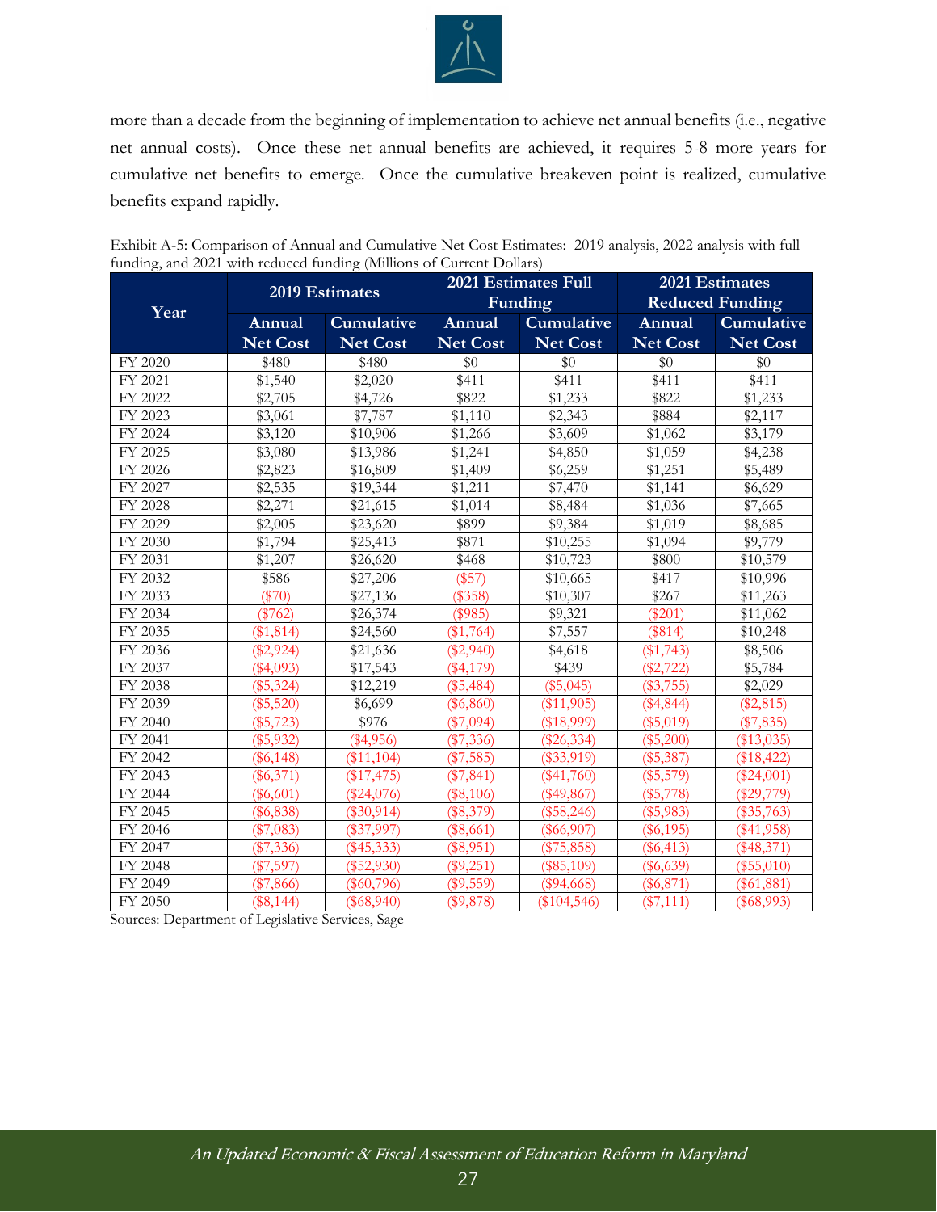more than a decade from the beginning of implementation to achieve net annual benefits (i.e., negative net annual costs). Once these net annual benefits are achieved, it requires 5-8 more years for cumulative net benefits to emerge. Once the cumulative breakeven point is realized, cumulative benefits expand rapidly.

Exhibit A-5: Comparison of Annual and Cumulative Net Cost Estimates: 2019 analysis, 2022 analysis with full funding, and 2021 with reduced funding (Millions of Current Dollars)

| Year | 2019 Estimates | | 2021 Estimates Full Funding | | 2021 Estimates Reduced Funding | |
|---|---|---|---|---|---|---|
| | Annual Net Cost | Cumulative Net Cost | Annual Net Cost | Cumulative Net Cost | Annual Net Cost | Cumulative Net Cost |
| FY 2020 | $480 | $480 | $0 | $0 | $0 | $0 |
| FY 2021 | $1,540 | $2,020 | $411 | $411 | $411 | $411 |
| FY 2022 | $2,705 | $4,726 | $822 | $1,233 | $822 | $1,233 |
| FY 2023 | $3,061 | $7,787 | $1,110 | $2,343 | $884 | $2,117 |
| FY 2024 | $3,120 | $10,906 | $1,266 | $3,609 | $1,062 | $3,179 |
| FY 2025 | $3,080 | $13,986 | $1,241 | $4,850 | $1,059 | $4,238 |
| FY 2026 | $2,823 | $16,809 | $1,409 | $6,259 | $1,251 | $5,489 |
| FY 2027 | $2,535 | $19,344 | $1,211 | $7,470 | $1,141 | $6,629 |
| FY 2028 | $2,271 | $21,615 | $1,014 | $8,484 | $1,036 | $7,665 |
| FY 2029 | $2,005 | $23,620 | $899 | $9,384 | $1,019 | $8,685 |
| FY 2030 | $1,794 | $25,413 | $871 | $10,255 | $1,094 | $9,779 |
| FY 2031 | $1,207 | $26,620 | $468 | $10,723 | $800 | $10,579 |
| FY 2032 | $586 | $27,206 | ($57) | $10,665 | $417 | $10,996 |
| FY 2033 | ($70) | $27,136 | ($358) | $10,307 | $267 | $11,263 |
| FY 2034 | ($762) | $26,374 | ($985) | $9,321 | ($201) | $11,062 |
| FY 2035 | ($1,814) | $24,560 | ($1,764) | $7,557 | ($814) | $10,248 |
| FY 2036 | ($2,924) | $21,636 | ($2,940) | $4,618 | ($1,743) | $8,506 |
| FY 2037 | ($4,093) | $17,543 | ($4,179) | $439 | ($2,722) | $5,784 |
| FY 2038 | ($5,324) | $12,219 | ($5,484) | ($5,045) | ($3,755) | $2,029 |
| FY 2039 | ($5,520) | $6,699 | ($6,860) | ($11,905) | ($4,844) | ($2,815) |
| FY 2040 | ($5,723) | $976 | ($7,094) | ($18,999) | ($5,019) | ($7,835) |
| FY 2041 | ($5,932) | ($4,956) | ($7,336) | ($26,334) | ($5,200) | ($13,035) |
| FY 2042 | ($6,148) | ($11,104) | ($7,585) | ($33,919) | ($5,387) | ($18,422) |
| FY 2043 | ($6,371) | ($17,475) | ($7,841) | ($41,760) | ($5,579) | ($24,001) |
| FY 2044 | ($6,601) | ($24,076) | ($8,106) | ($49,867) | ($5,778) | ($29,779) |
| FY 2045 | ($6,838) | ($30,914) | ($8,379) | ($58,246) | ($5,983) | ($35,763) |
| FY 2046 | ($7,083) | ($37,997) | ($8,661) | ($66,907) | ($6,195) | ($41,958) |
| FY 2047 | ($7,336) | ($45,333) | ($8,951) | ($75,858) | ($6,413) | ($48,371) |
| FY 2048 | ($7,597) | ($52,930) | ($9,251) | ($85,109) | ($6,639) | ($55,010) |
| FY 2049 | ($7,866) | ($60,796) | ($9,559) | ($94,668) | ($6,871) | ($61,881) |
| FY 2050 | ($8,144) | ($68,940) | ($9,878) | ($104,546) | ($7,111) | ($68,993) |

Sources: Department of Legislative Services, Sage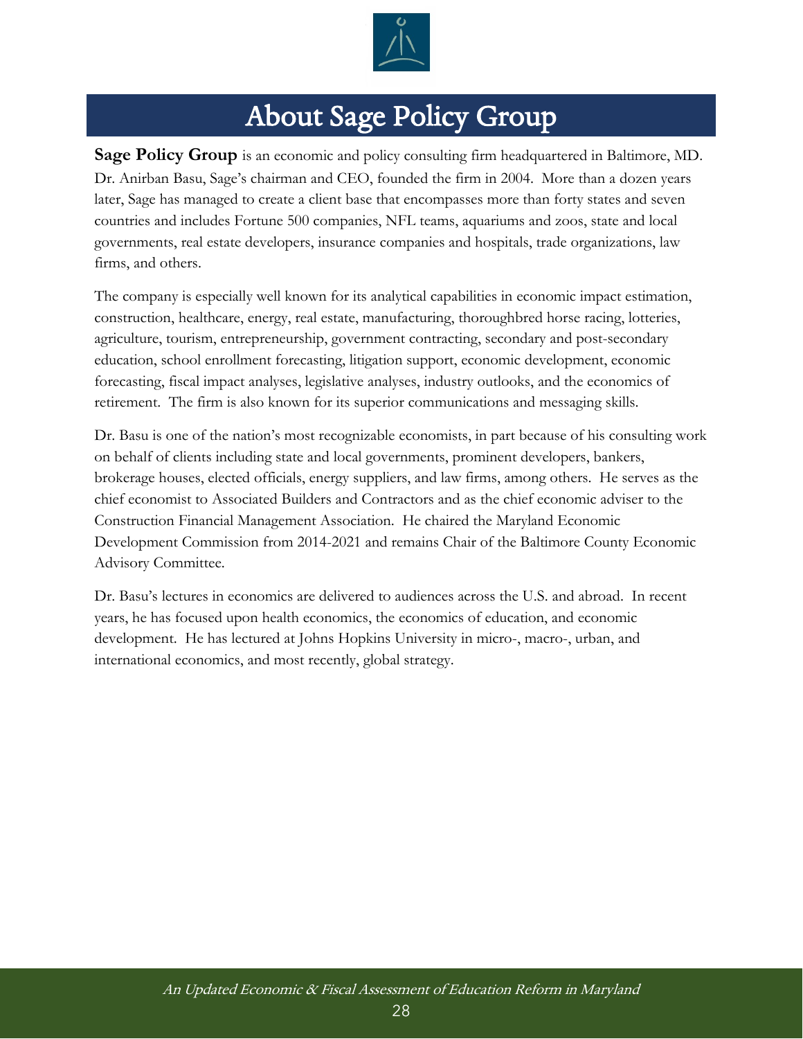# About Sage Policy Group

**Sage Policy Group** is an economic and policy consulting firm headquartered in Baltimore, MD. Dr. Anirban Basu, Sage's chairman and CEO, founded the firm in 2004. More than a dozen years later, Sage has managed to create a client base that encompasses more than forty states and seven countries and includes Fortune 500 companies, NFL teams, aquariums and zoos, state and local governments, real estate developers, insurance companies and hospitals, trade organizations, law firms, and others.

The company is especially well known for its analytical capabilities in economic impact estimation, construction, healthcare, energy, real estate, manufacturing, thoroughbred horse racing, lotteries, agriculture, tourism, entrepreneurship, government contracting, secondary and post-secondary education, school enrollment forecasting, litigation support, economic development, economic forecasting, fiscal impact analyses, legislative analyses, industry outlooks, and the economics of retirement. The firm is also known for its superior communications and messaging skills.

Dr. Basu is one of the nation's most recognizable economists, in part because of his consulting work on behalf of clients including state and local governments, prominent developers, bankers, brokerage houses, elected officials, energy suppliers, and law firms, among others. He serves as the chief economist to Associated Builders and Contractors and as the chief economic adviser to the Construction Financial Management Association. He chaired the Maryland Economic Development Commission from 2014-2021 and remains Chair of the Baltimore County Economic Advisory Committee.

Dr. Basu's lectures in economics are delivered to audiences across the U.S. and abroad. In recent years, he has focused upon health economics, the economics of education, and economic development. He has lectured at Johns Hopkins University in micro-, macro-, urban, and international economics, and most recently, global strategy.